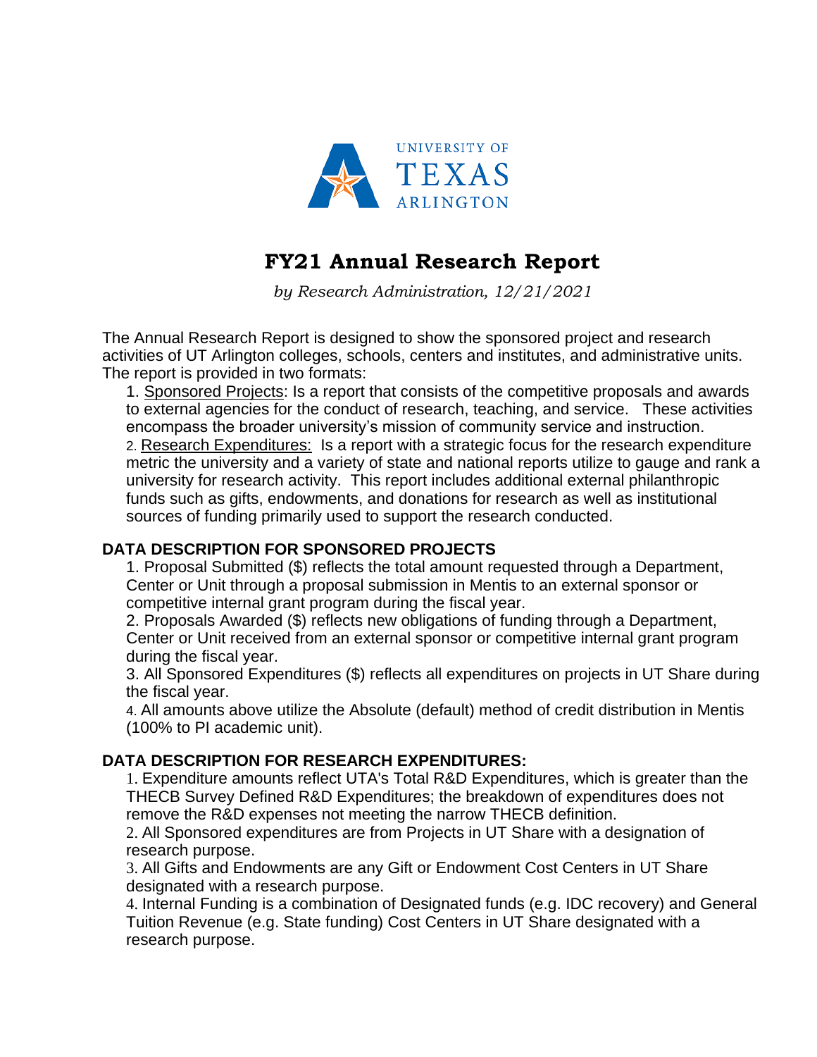UNIVERSITY OF TEXAS ARLINGTON

# FY21 Annual Research Report

*by Research Administration, 12/21/2021*

The Annual Research Report is designed to show the sponsored project and research activities of UT Arlington colleges, schools, centers and institutes, and administrative units. The report is provided in two formats:

1. Sponsored Projects: Is a report that consists of the competitive proposals and awards to external agencies for the conduct of research, teaching, and service. These activities encompass the broader university's mission of community service and instruction.
2. Research Expenditures: Is a report with a strategic focus for the research expenditure metric the university and a variety of state and national reports utilize to gauge and rank a university for research activity. This report includes additional external philanthropic funds such as gifts, endowments, and donations for research as well as institutional sources of funding primarily used to support the research conducted.

## DATA DESCRIPTION FOR SPONSORED PROJECTS

1. Proposal Submitted ($) reflects the total amount requested through a Department, Center or Unit through a proposal submission in Mentis to an external sponsor or competitive internal grant program during the fiscal year.
2. Proposals Awarded ($) reflects new obligations of funding through a Department, Center or Unit received from an external sponsor or competitive internal grant program during the fiscal year.
3. All Sponsored Expenditures ($) reflects all expenditures on projects in UT Share during the fiscal year.
4. All amounts above utilize the Absolute (default) method of credit distribution in Mentis (100% to PI academic unit).

## DATA DESCRIPTION FOR RESEARCH EXPENDITURES:

1. Expenditure amounts reflect UTA's Total R&D Expenditures, which is greater than the THECB Survey Defined R&D Expenditures; the breakdown of expenditures does not remove the R&D expenses not meeting the narrow THECB definition.
2. All Sponsored expenditures are from Projects in UT Share with a designation of research purpose.
3. All Gifts and Endowments are any Gift or Endowment Cost Centers in UT Share designated with a research purpose.
4. Internal Funding is a combination of Designated funds (e.g. IDC recovery) and General Tuition Revenue (e.g. State funding) Cost Centers in UT Share designated with a research purpose.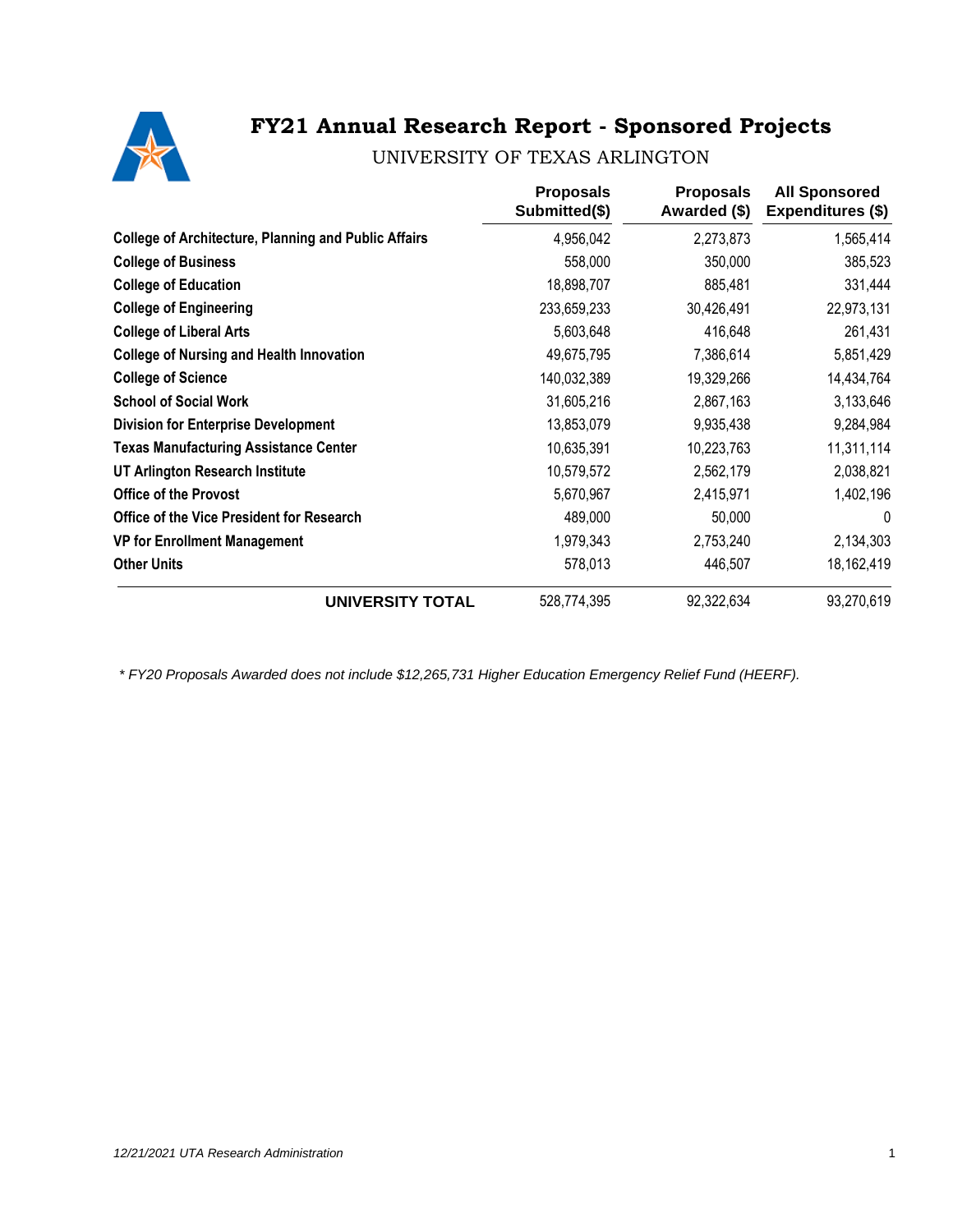# FY21 Annual Research Report - Sponsored Projects

UNIVERSITY OF TEXAS ARLINGTON

| | Proposals Submitted($) | Proposals Awarded ($) | All Sponsored Expenditures ($) |
|---|---|---|---|
| **College of Architecture, Planning and Public Affairs** | 4,956,042 | 2,273,873 | 1,565,414 |
| **College of Business** | 558,000 | 350,000 | 385,523 |
| **College of Education** | 18,898,707 | 885,481 | 331,444 |
| **College of Engineering** | 233,659,233 | 30,426,491 | 22,973,131 |
| **College of Liberal Arts** | 5,603,648 | 416,648 | 261,431 |
| **College of Nursing and Health Innovation** | 49,675,795 | 7,386,614 | 5,851,429 |
| **College of Science** | 140,032,389 | 19,329,266 | 14,434,764 |
| **School of Social Work** | 31,605,216 | 2,867,163 | 3,133,646 |
| **Division for Enterprise Development** | 13,853,079 | 9,935,438 | 9,284,984 |
| **Texas Manufacturing Assistance Center** | 10,635,391 | 10,223,763 | 11,311,114 |
| **UT Arlington Research Institute** | 10,579,572 | 2,562,179 | 2,038,821 |
| **Office of the Provost** | 5,670,967 | 2,415,971 | 1,402,196 |
| **Office of the Vice President for Research** | 489,000 | 50,000 | 0 |
| **VP for Enrollment Management** | 1,979,343 | 2,753,240 | 2,134,303 |
| **Other Units** | 578,013 | 446,507 | 18,162,419 |
| **UNIVERSITY TOTAL** | 528,774,395 | 92,322,634 | 93,270,619 |

*\* FY20 Proposals Awarded does not include $12,265,731 Higher Education Emergency Relief Fund (HEERF).*

*12/21/2021 UTA Research Administration*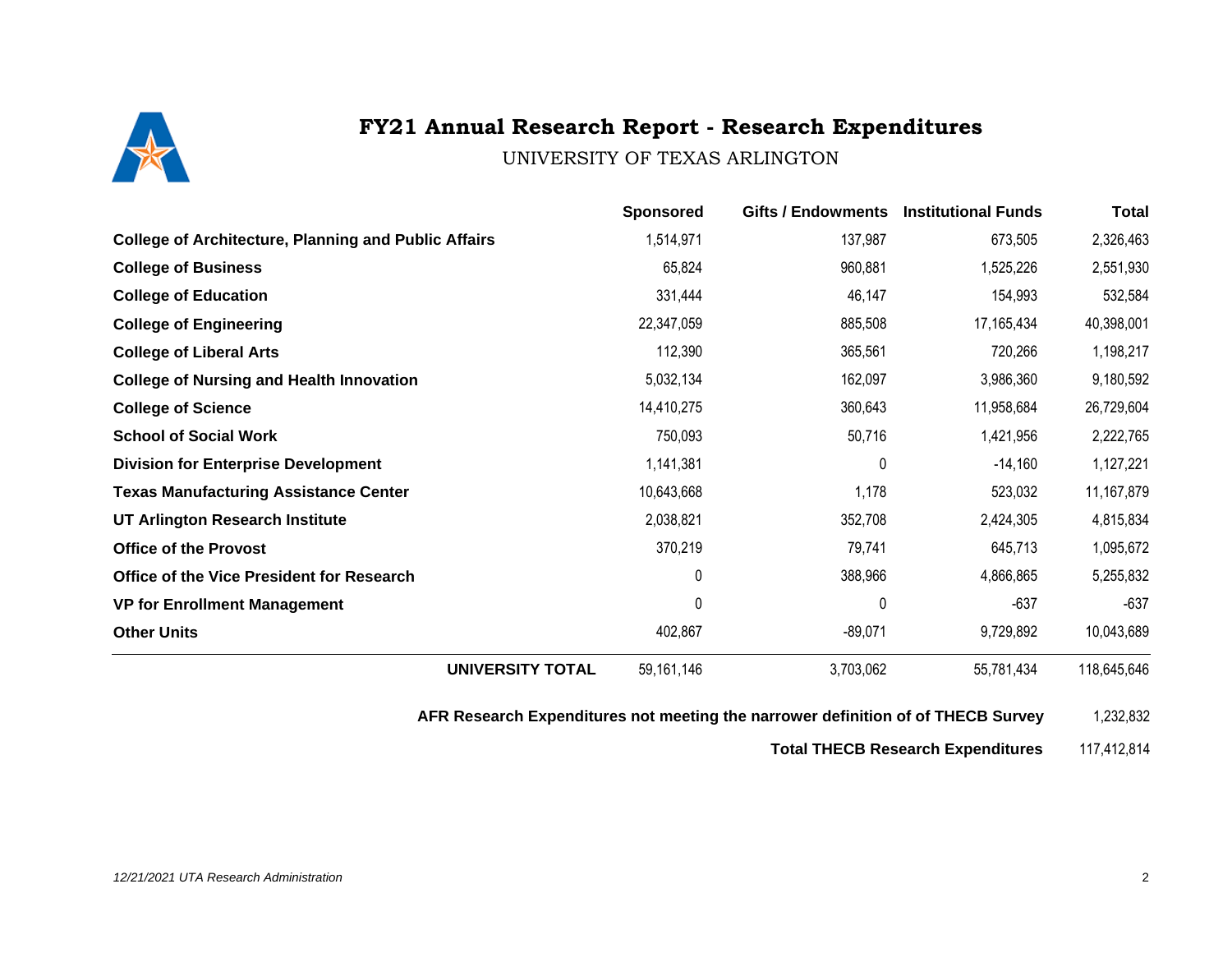# FY21 Annual Research Report - Research Expenditures

UNIVERSITY OF TEXAS ARLINGTON

| | Sponsored | Gifts / Endowments | Institutional Funds | Total |
|---|---|---|---|---|
| **College of Architecture, Planning and Public Affairs** | 1,514,971 | 137,987 | 673,505 | 2,326,463 |
| **College of Business** | 65,824 | 960,881 | 1,525,226 | 2,551,930 |
| **College of Education** | 331,444 | 46,147 | 154,993 | 532,584 |
| **College of Engineering** | 22,347,059 | 885,508 | 17,165,434 | 40,398,001 |
| **College of Liberal Arts** | 112,390 | 365,561 | 720,266 | 1,198,217 |
| **College of Nursing and Health Innovation** | 5,032,134 | 162,097 | 3,986,360 | 9,180,592 |
| **College of Science** | 14,410,275 | 360,643 | 11,958,684 | 26,729,604 |
| **School of Social Work** | 750,093 | 50,716 | 1,421,956 | 2,222,765 |
| **Division for Enterprise Development** | 1,141,381 | 0 | -14,160 | 1,127,221 |
| **Texas Manufacturing Assistance Center** | 10,643,668 | 1,178 | 523,032 | 11,167,879 |
| **UT Arlington Research Institute** | 2,038,821 | 352,708 | 2,424,305 | 4,815,834 |
| **Office of the Provost** | 370,219 | 79,741 | 645,713 | 1,095,672 |
| **Office of the Vice President for Research** | 0 | 388,966 | 4,866,865 | 5,255,832 |
| **VP for Enrollment Management** | 0 | 0 | -637 | -637 |
| **Other Units** | 402,867 | -89,071 | 9,729,892 | 10,043,689 |
| **UNIVERSITY TOTAL** | 59,161,146 | 3,703,062 | 55,781,434 | 118,645,646 |

**AFR Research Expenditures not meeting the narrower definition of of THECB Survey** 1,232,832

**Total THECB Research Expenditures** 117,412,814

*12/21/2021 UTA Research Administration*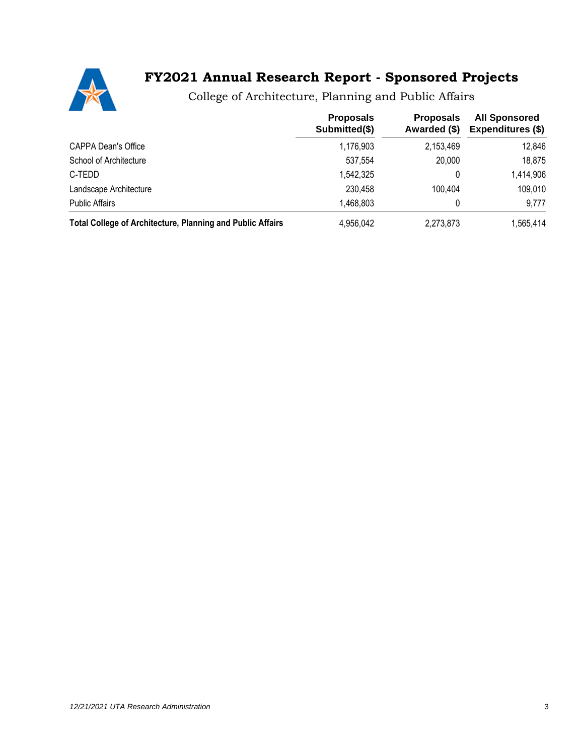# FY2021 Annual Research Report - Sponsored Projects

College of Architecture, Planning and Public Affairs

| | Proposals Submitted($) | Proposals Awarded ($) | All Sponsored Expenditures ($) |
|---|---|---|---|
| CAPPA Dean's Office | 1,176,903 | 2,153,469 | 12,846 |
| School of Architecture | 537,554 | 20,000 | 18,875 |
| C-TEDD | 1,542,325 | 0 | 1,414,906 |
| Landscape Architecture | 230,458 | 100,404 | 109,010 |
| Public Affairs | 1,468,803 | 0 | 9,777 |
| **Total College of Architecture, Planning and Public Affairs** | 4,956,042 | 2,273,873 | 1,565,414 |

*12/21/2021 UTA Research Administration*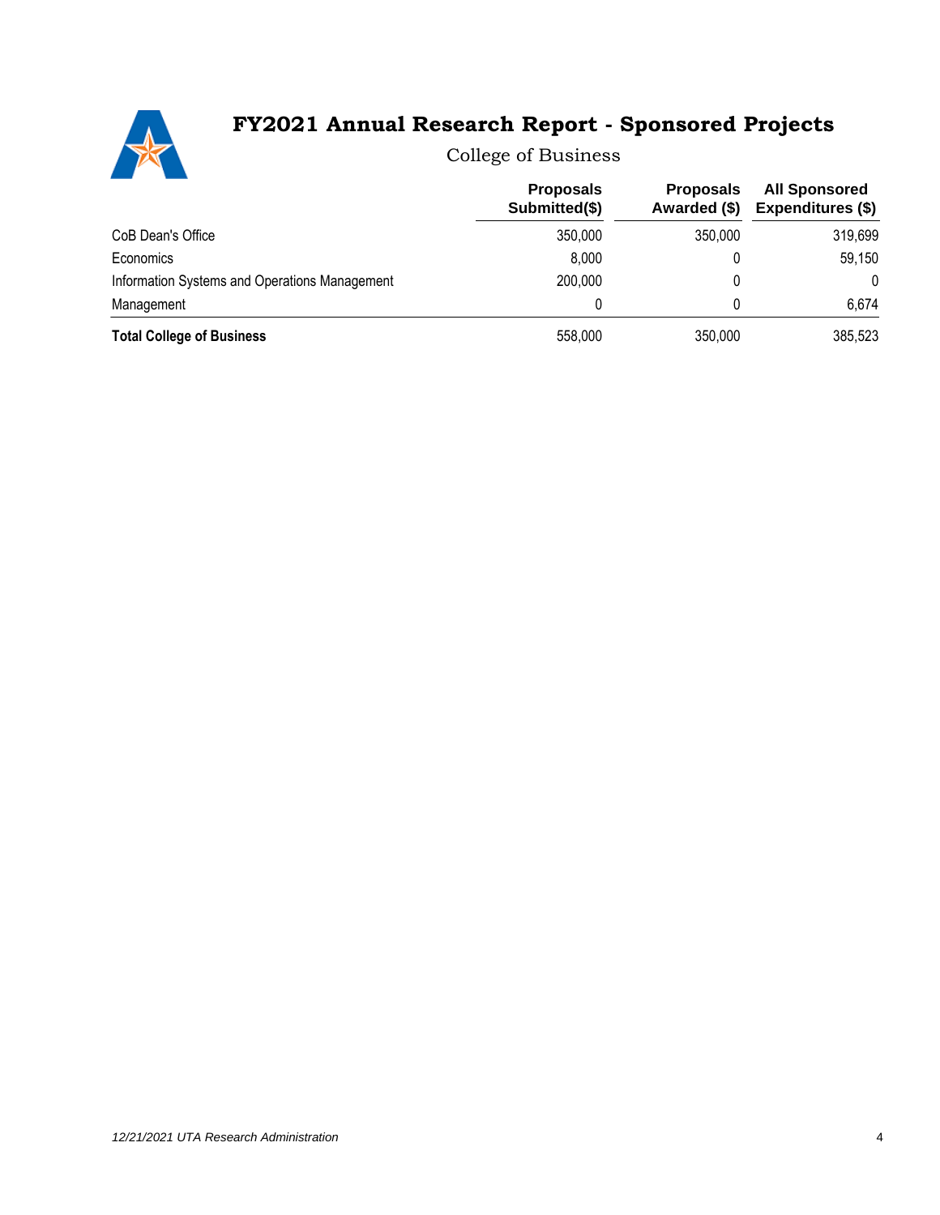# FY2021 Annual Research Report - Sponsored Projects

## College of Business

| | Proposals Submitted($) | Proposals Awarded ($) | All Sponsored Expenditures ($) |
|---|---|---|---|
| CoB Dean's Office | 350,000 | 350,000 | 319,699 |
| Economics | 8,000 | 0 | 59,150 |
| Information Systems and Operations Management | 200,000 | 0 | 0 |
| Management | 0 | 0 | 6,674 |
| **Total College of Business** | 558,000 | 350,000 | 385,523 |

*12/21/2021 UTA Research Administration*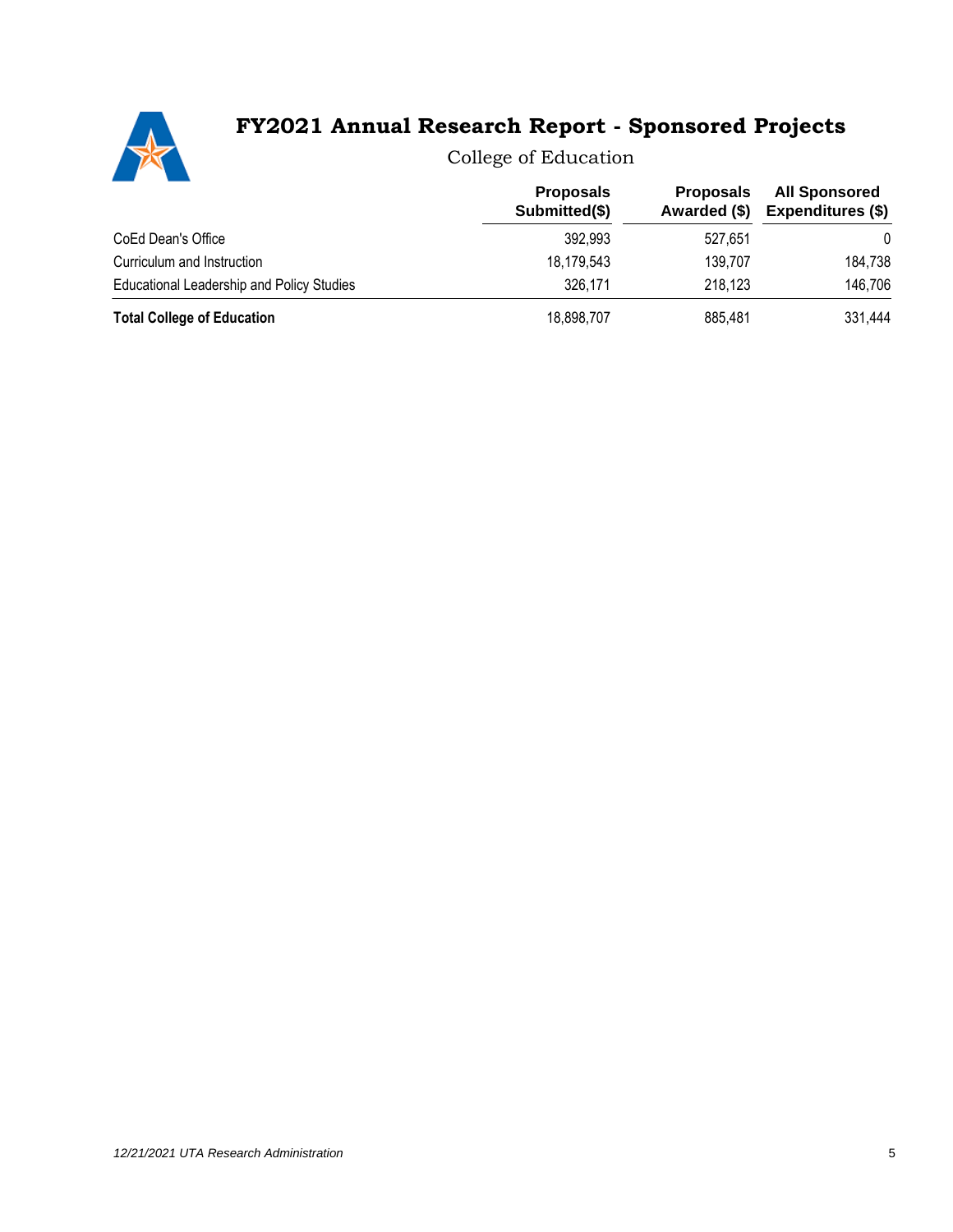# FY2021 Annual Research Report - Sponsored Projects

## College of Education

| | Proposals Submitted($) | Proposals Awarded ($) | All Sponsored Expenditures ($) |
|---|---|---|---|
| CoEd Dean's Office | 392,993 | 527,651 | 0 |
| Curriculum and Instruction | 18,179,543 | 139,707 | 184,738 |
| Educational Leadership and Policy Studies | 326,171 | 218,123 | 146,706 |
| **Total College of Education** | 18,898,707 | 885,481 | 331,444 |

*12/21/2021 UTA Research Administration*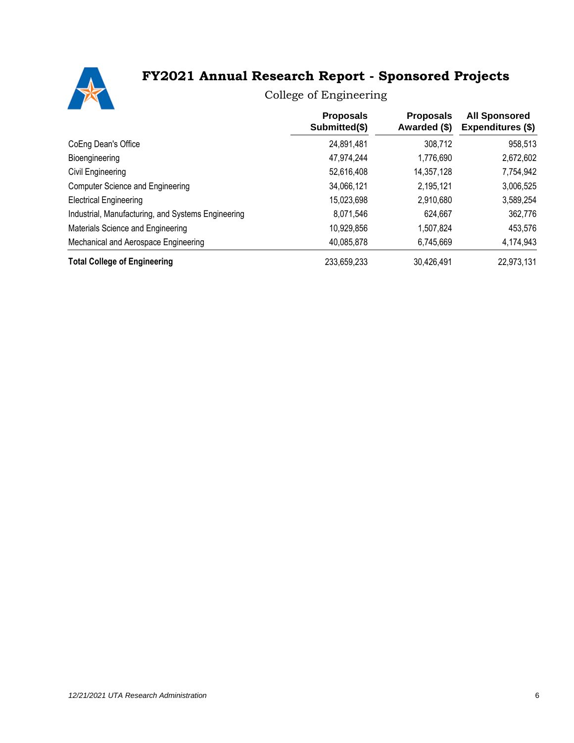# FY2021 Annual Research Report - Sponsored Projects

## College of Engineering

| | Proposals Submitted($) | Proposals Awarded ($) | All Sponsored Expenditures ($) |
|---|---|---|---|
| CoEng Dean's Office | 24,891,481 | 308,712 | 958,513 |
| Bioengineering | 47,974,244 | 1,776,690 | 2,672,602 |
| Civil Engineering | 52,616,408 | 14,357,128 | 7,754,942 |
| Computer Science and Engineering | 34,066,121 | 2,195,121 | 3,006,525 |
| Electrical Engineering | 15,023,698 | 2,910,680 | 3,589,254 |
| Industrial, Manufacturing, and Systems Engineering | 8,071,546 | 624,667 | 362,776 |
| Materials Science and Engineering | 10,929,856 | 1,507,824 | 453,576 |
| Mechanical and Aerospace Engineering | 40,085,878 | 6,745,669 | 4,174,943 |
| **Total College of Engineering** | 233,659,233 | 30,426,491 | 22,973,131 |

*12/21/2021 UTA Research Administration*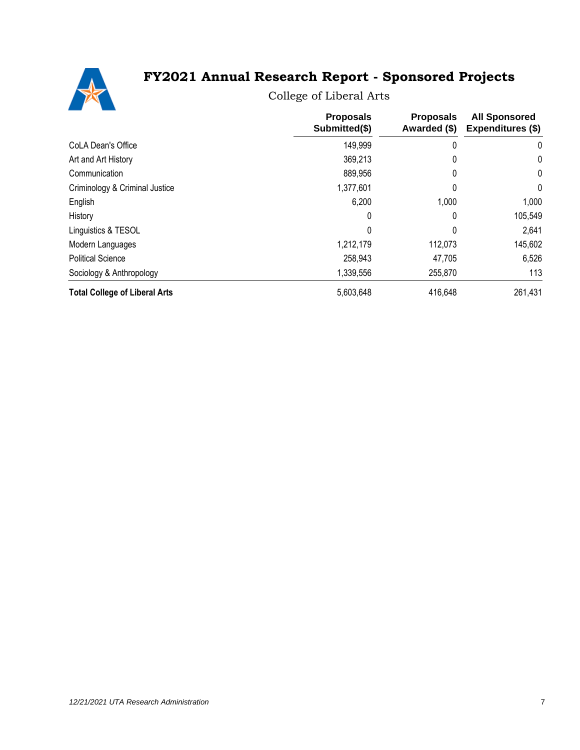# FY2021 Annual Research Report - Sponsored Projects

## College of Liberal Arts

| | Proposals Submitted($) | Proposals Awarded ($) | All Sponsored Expenditures ($) |
|---|---|---|---|
| CoLA Dean's Office | 149,999 | 0 | 0 |
| Art and Art History | 369,213 | 0 | 0 |
| Communication | 889,956 | 0 | 0 |
| Criminology & Criminal Justice | 1,377,601 | 0 | 0 |
| English | 6,200 | 1,000 | 1,000 |
| History | 0 | 0 | 105,549 |
| Linguistics & TESOL | 0 | 0 | 2,641 |
| Modern Languages | 1,212,179 | 112,073 | 145,602 |
| Political Science | 258,943 | 47,705 | 6,526 |
| Sociology & Anthropology | 1,339,556 | 255,870 | 113 |
| **Total College of Liberal Arts** | 5,603,648 | 416,648 | 261,431 |

*12/21/2021 UTA Research Administration*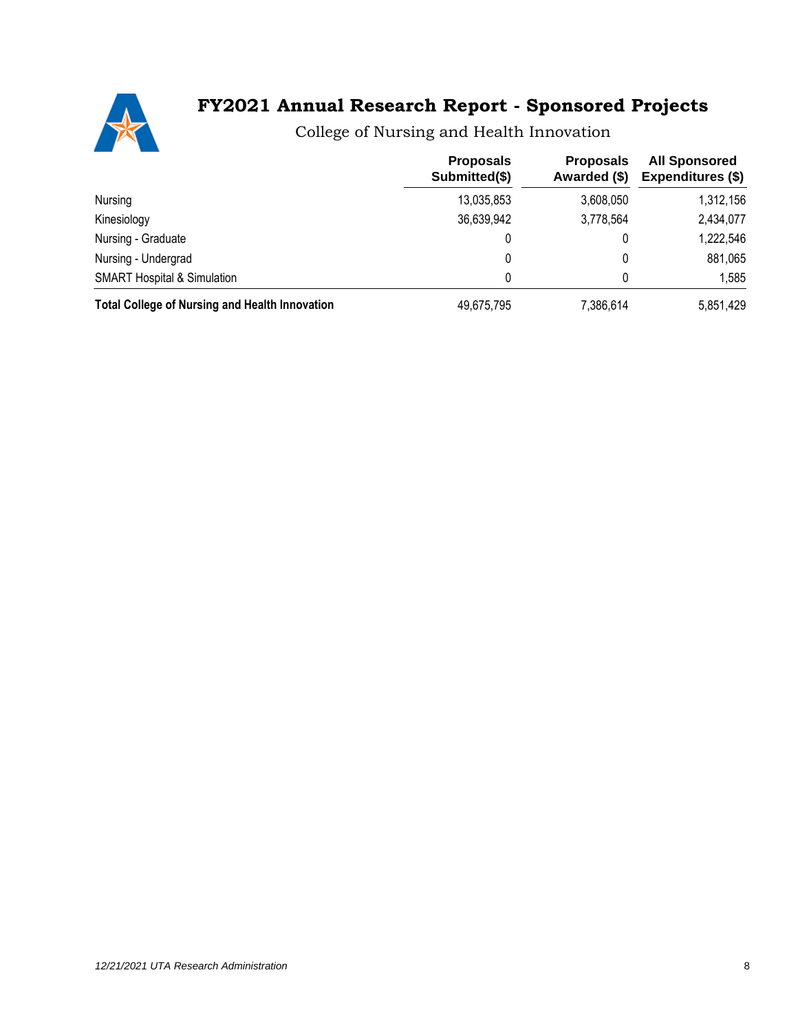# FY2021 Annual Research Report - Sponsored Projects

## College of Nursing and Health Innovation

| | Proposals Submitted($) | Proposals Awarded ($) | All Sponsored Expenditures ($) |
|---|---|---|---|
| Nursing | 13,035,853 | 3,608,050 | 1,312,156 |
| Kinesiology | 36,639,942 | 3,778,564 | 2,434,077 |
| Nursing - Graduate | 0 | 0 | 1,222,546 |
| Nursing - Undergrad | 0 | 0 | 881,065 |
| SMART Hospital & Simulation | 0 | 0 | 1,585 |
| **Total College of Nursing and Health Innovation** | 49,675,795 | 7,386,614 | 5,851,429 |

*12/21/2021 UTA Research Administration*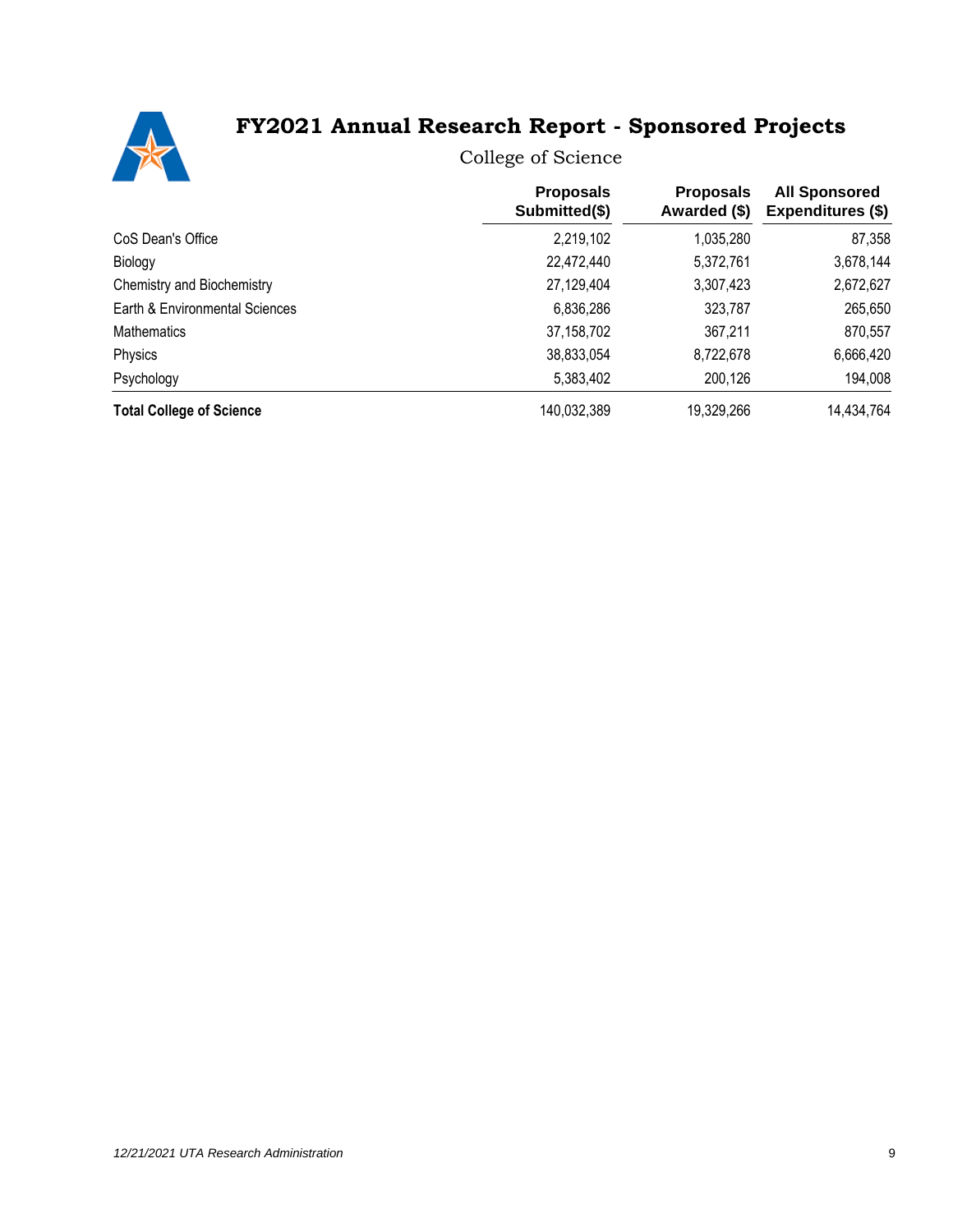# FY2021 Annual Research Report - Sponsored Projects

## College of Science

| | Proposals Submitted($) | Proposals Awarded ($) | All Sponsored Expenditures ($) |
|---|---|---|---|
| CoS Dean's Office | 2,219,102 | 1,035,280 | 87,358 |
| Biology | 22,472,440 | 5,372,761 | 3,678,144 |
| Chemistry and Biochemistry | 27,129,404 | 3,307,423 | 2,672,627 |
| Earth & Environmental Sciences | 6,836,286 | 323,787 | 265,650 |
| Mathematics | 37,158,702 | 367,211 | 870,557 |
| Physics | 38,833,054 | 8,722,678 | 6,666,420 |
| Psychology | 5,383,402 | 200,126 | 194,008 |
| **Total College of Science** | 140,032,389 | 19,329,266 | 14,434,764 |

*12/21/2021 UTA Research Administration*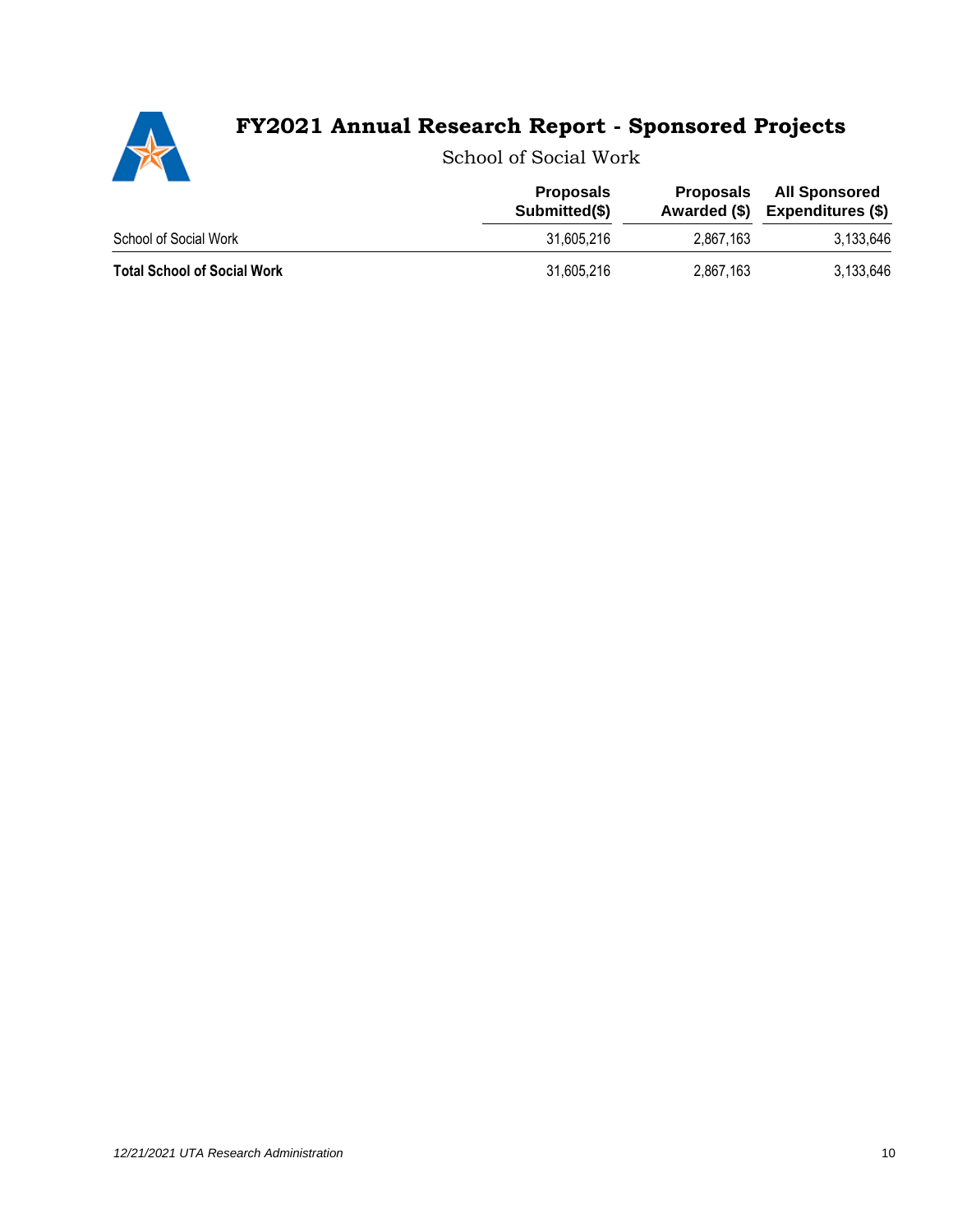# FY2021 Annual Research Report - Sponsored Projects

School of Social Work

| | Proposals Submitted($) | Proposals Awarded ($) | All Sponsored Expenditures ($) |
|---|---|---|---|
| School of Social Work | 31,605,216 | 2,867,163 | 3,133,646 |
| **Total School of Social Work** | 31,605,216 | 2,867,163 | 3,133,646 |

*12/21/2021 UTA Research Administration*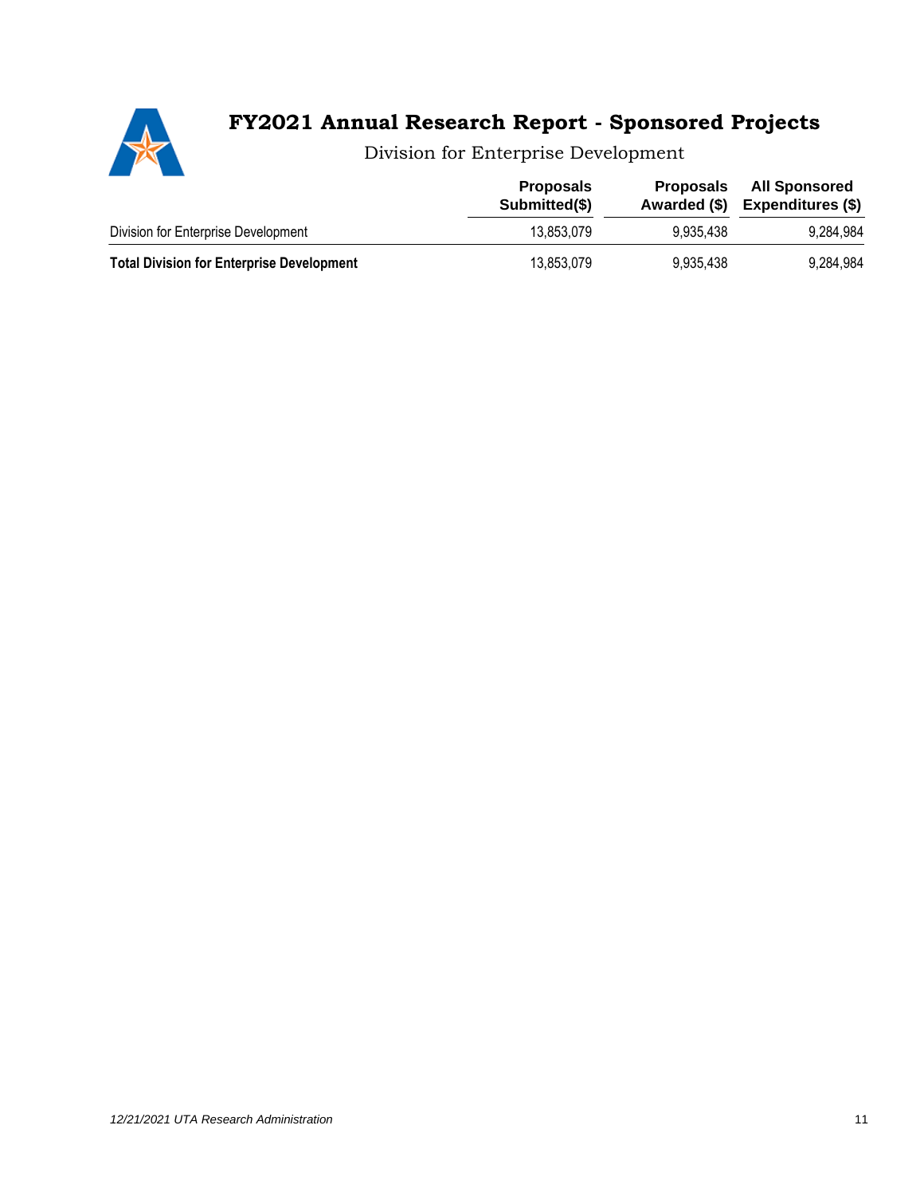# FY2021 Annual Research Report - Sponsored Projects

Division for Enterprise Development

| | Proposals Submitted($) | Proposals Awarded ($) | All Sponsored Expenditures ($) |
|---|---|---|---|
| Division for Enterprise Development | 13,853,079 | 9,935,438 | 9,284,984 |
| **Total Division for Enterprise Development** | 13,853,079 | 9,935,438 | 9,284,984 |

*12/21/2021 UTA Research Administration*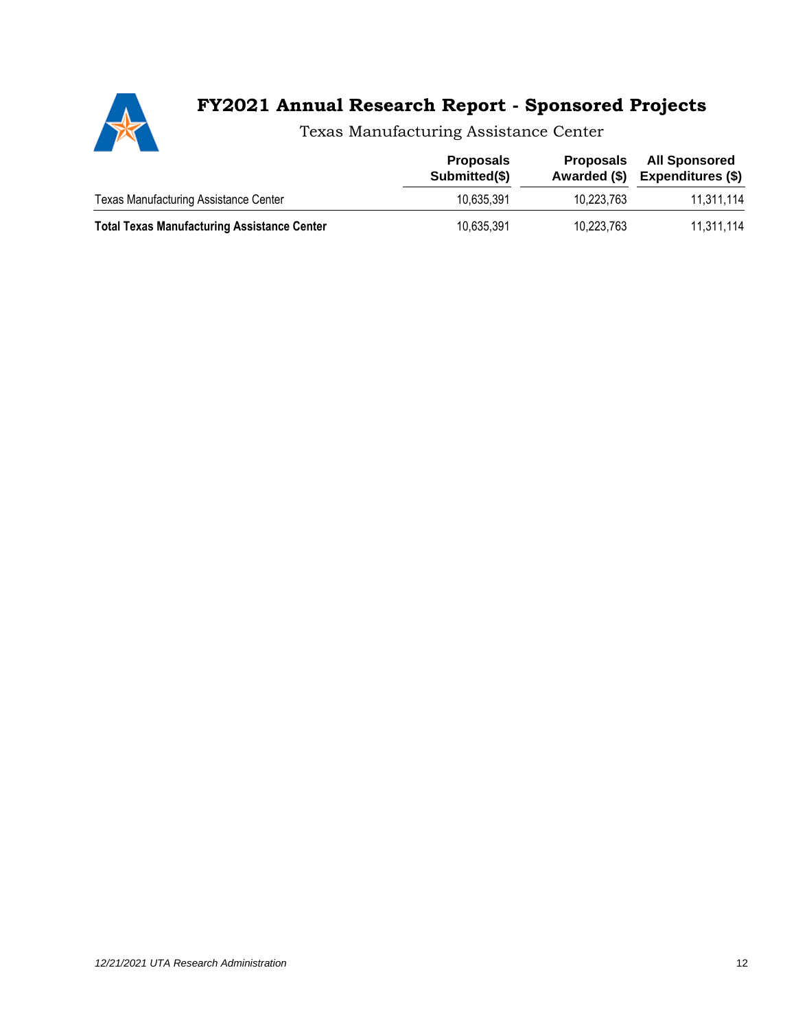# FY2021 Annual Research Report - Sponsored Projects

Texas Manufacturing Assistance Center

| | Proposals Submitted($) | Proposals Awarded ($) | All Sponsored Expenditures ($) |
|---|---|---|---|
| Texas Manufacturing Assistance Center | 10,635,391 | 10,223,763 | 11,311,114 |
| **Total Texas Manufacturing Assistance Center** | 10,635,391 | 10,223,763 | 11,311,114 |

*12/21/2021 UTA Research Administration*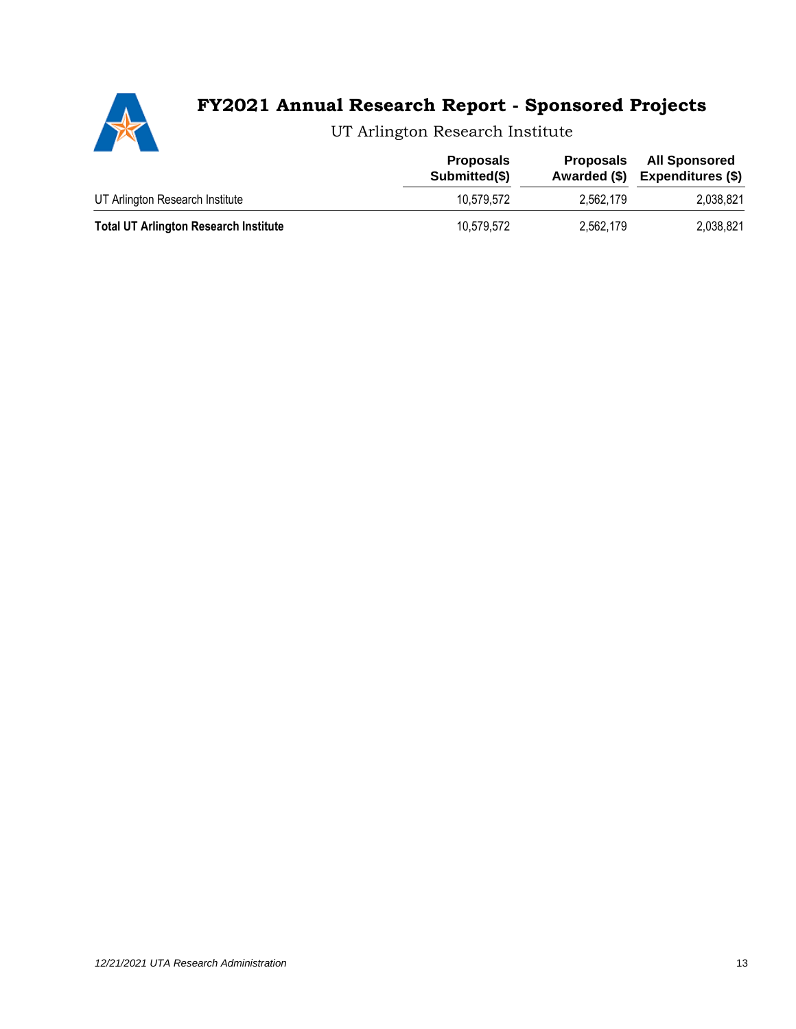# FY2021 Annual Research Report - Sponsored Projects

## UT Arlington Research Institute

| | Proposals Submitted($) | Proposals Awarded ($) | All Sponsored Expenditures ($) |
|---|---|---|---|
| UT Arlington Research Institute | 10,579,572 | 2,562,179 | 2,038,821 |
| **Total UT Arlington Research Institute** | 10,579,572 | 2,562,179 | 2,038,821 |

*12/21/2021 UTA Research Administration*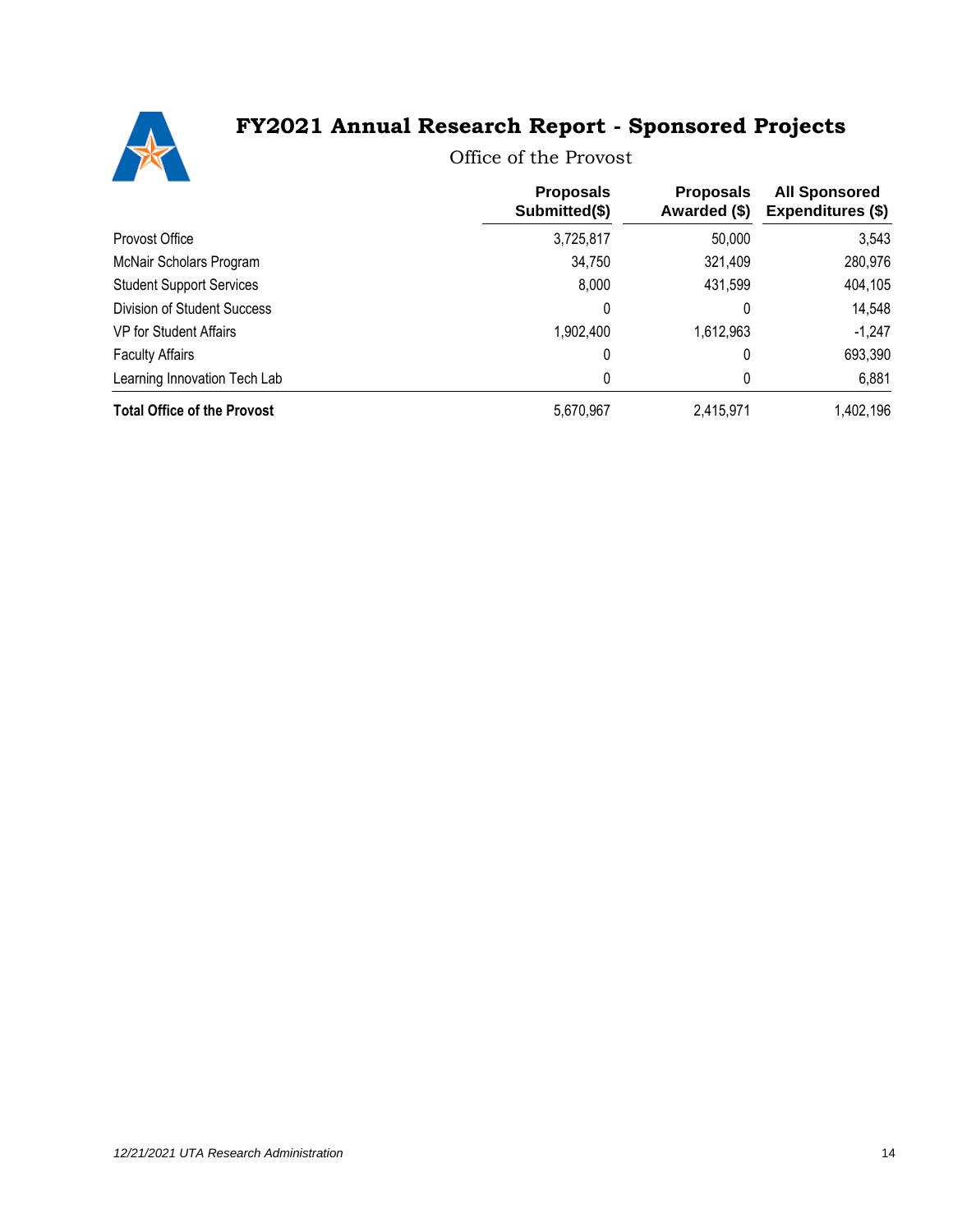# FY2021 Annual Research Report - Sponsored Projects

Office of the Provost

| | Proposals Submitted($) | Proposals Awarded ($) | All Sponsored Expenditures ($) |
|---|---|---|---|
| Provost Office | 3,725,817 | 50,000 | 3,543 |
| McNair Scholars Program | 34,750 | 321,409 | 280,976 |
| Student Support Services | 8,000 | 431,599 | 404,105 |
| Division of Student Success | 0 | 0 | 14,548 |
| VP for Student Affairs | 1,902,400 | 1,612,963 | -1,247 |
| Faculty Affairs | 0 | 0 | 693,390 |
| Learning Innovation Tech Lab | 0 | 0 | 6,881 |
| **Total Office of the Provost** | 5,670,967 | 2,415,971 | 1,402,196 |

*12/21/2021 UTA Research Administration*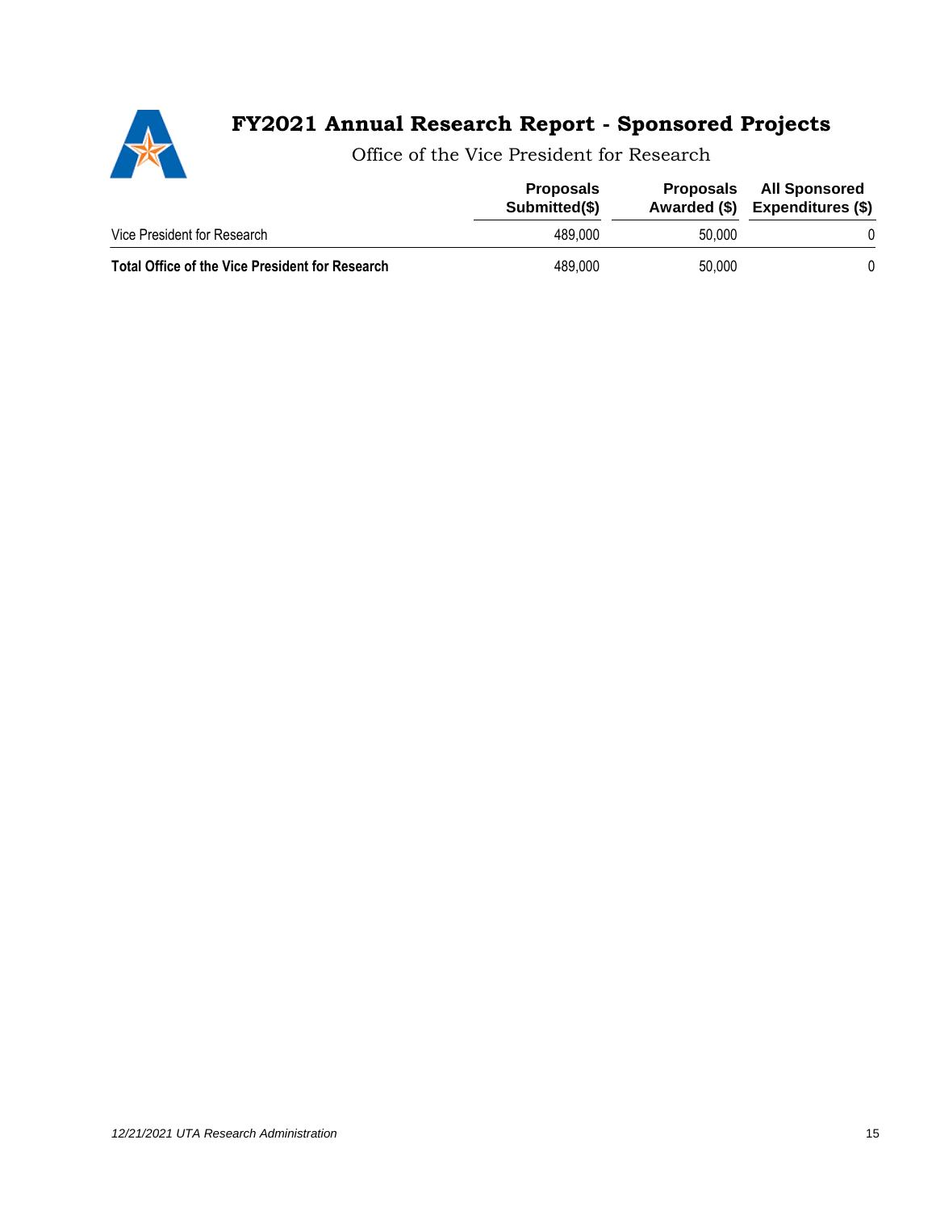# FY2021 Annual Research Report - Sponsored Projects

Office of the Vice President for Research

| | Proposals Submitted($) | Proposals Awarded ($) | All Sponsored Expenditures ($) |
|---|---|---|---|
| Vice President for Research | 489,000 | 50,000 | 0 |
| **Total Office of the Vice President for Research** | 489,000 | 50,000 | 0 |

*12/21/2021 UTA Research Administration*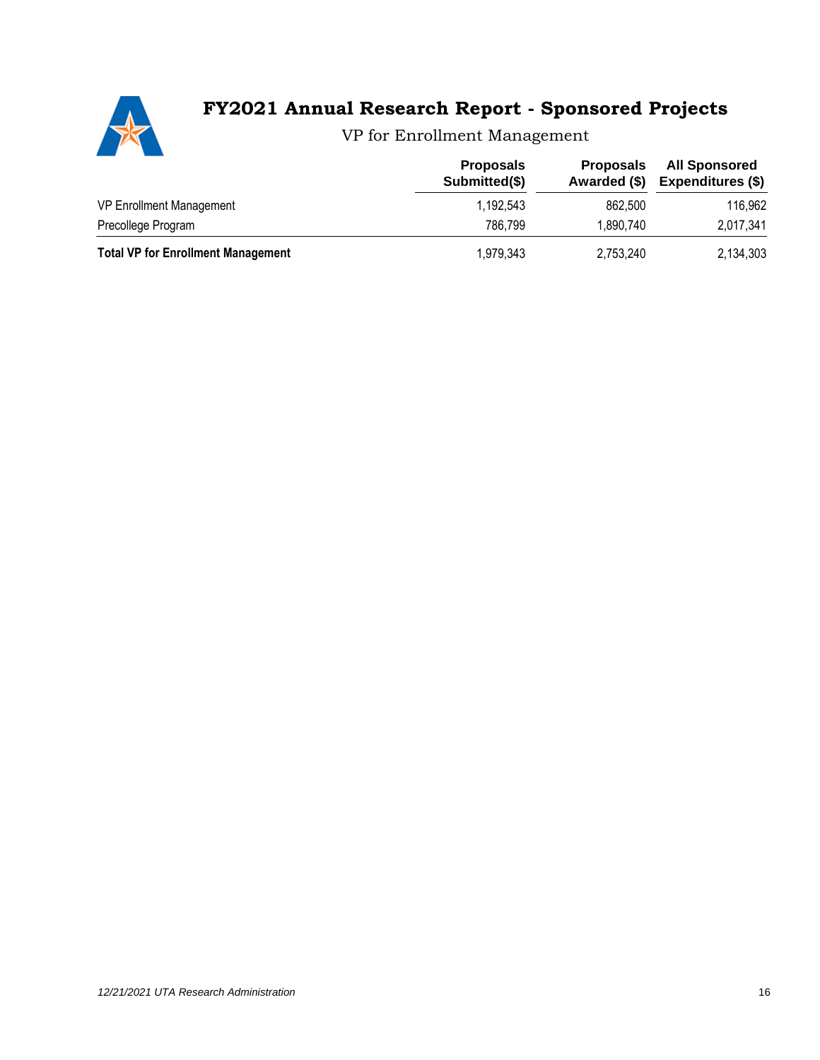# FY2021 Annual Research Report - Sponsored Projects

## VP for Enrollment Management

| | Proposals Submitted($) | Proposals Awarded ($) | All Sponsored Expenditures ($) |
|---|---|---|---|
| VP Enrollment Management | 1,192,543 | 862,500 | 116,962 |
| Precollege Program | 786,799 | 1,890,740 | 2,017,341 |
| **Total VP for Enrollment Management** | 1,979,343 | 2,753,240 | 2,134,303 |

*12/21/2021 UTA Research Administration*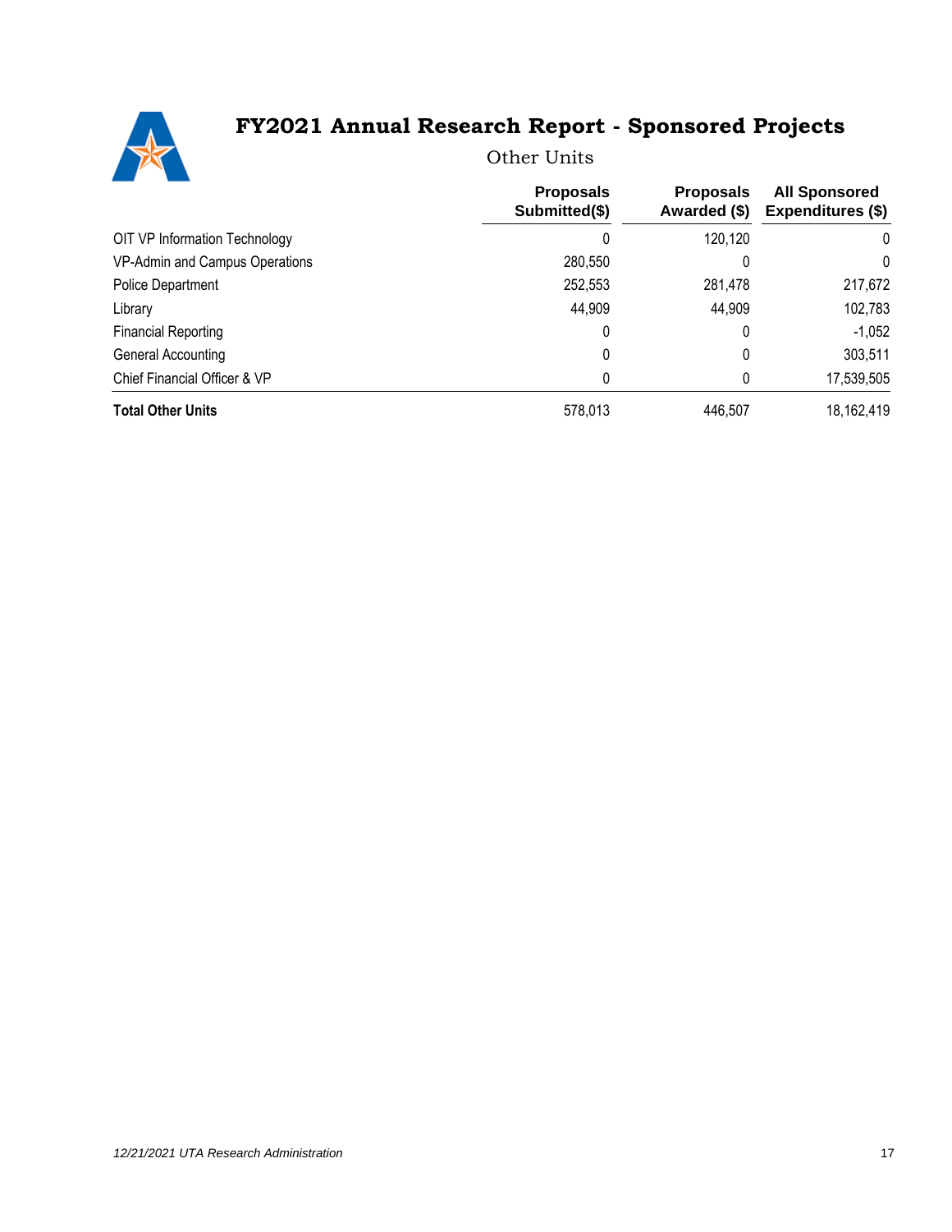# FY2021 Annual Research Report - Sponsored Projects

## Other Units

| | Proposals Submitted($) | Proposals Awarded ($) | All Sponsored Expenditures ($) |
|---|---|---|---|
| OIT VP Information Technology | 0 | 120,120 | 0 |
| VP-Admin and Campus Operations | 280,550 | 0 | 0 |
| Police Department | 252,553 | 281,478 | 217,672 |
| Library | 44,909 | 44,909 | 102,783 |
| Financial Reporting | 0 | 0 | -1,052 |
| General Accounting | 0 | 0 | 303,511 |
| Chief Financial Officer & VP | 0 | 0 | 17,539,505 |
| **Total Other Units** | 578,013 | 446,507 | 18,162,419 |

*12/21/2021 UTA Research Administration*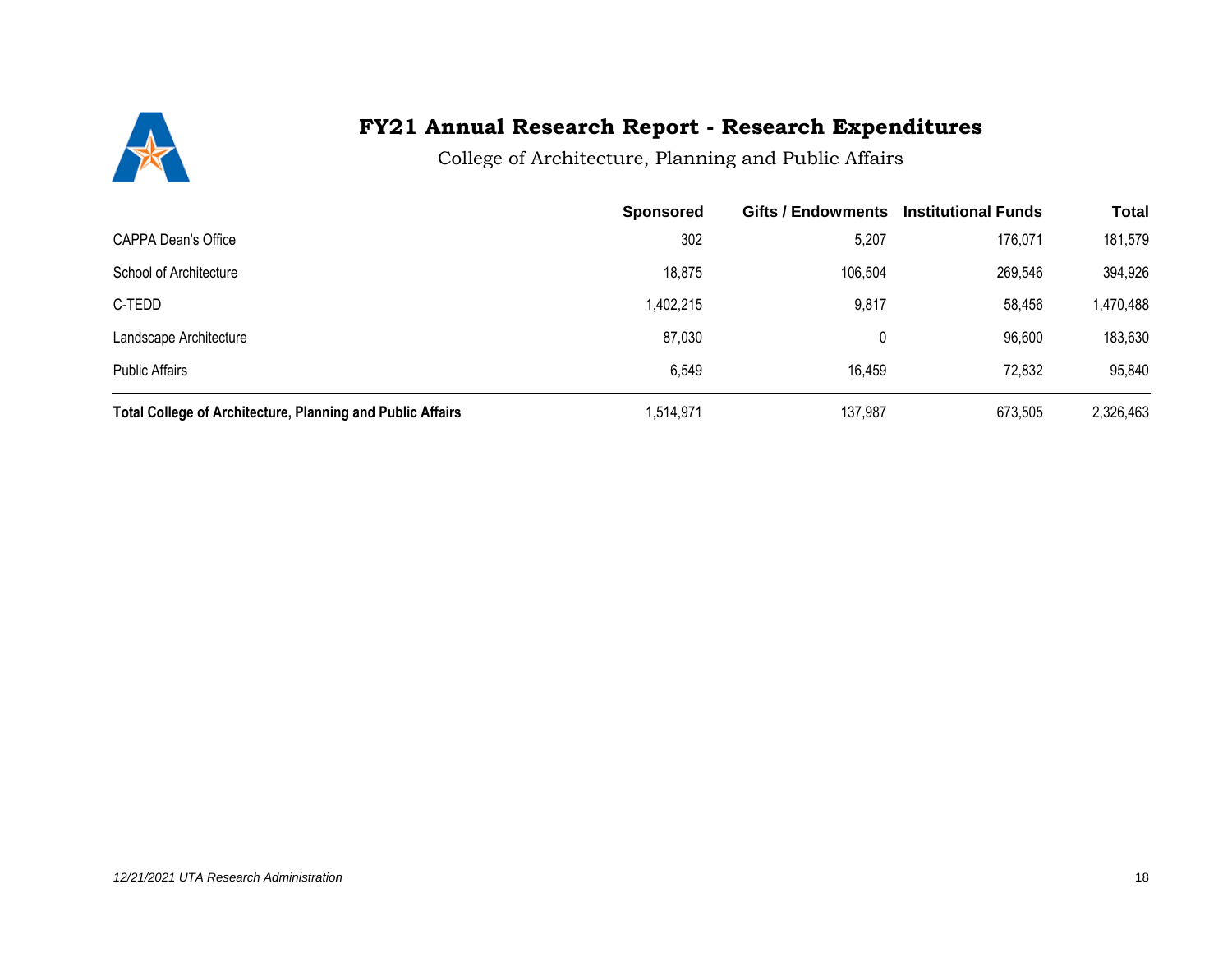# FY21 Annual Research Report - Research Expenditures

## College of Architecture, Planning and Public Affairs

| | Sponsored | Gifts / Endowments | Institutional Funds | Total |
|---|---|---|---|---|
| CAPPA Dean's Office | 302 | 5,207 | 176,071 | 181,579 |
| School of Architecture | 18,875 | 106,504 | 269,546 | 394,926 |
| C-TEDD | 1,402,215 | 9,817 | 58,456 | 1,470,488 |
| Landscape Architecture | 87,030 | 0 | 96,600 | 183,630 |
| Public Affairs | 6,549 | 16,459 | 72,832 | 95,840 |
| **Total College of Architecture, Planning and Public Affairs** | 1,514,971 | 137,987 | 673,505 | 2,326,463 |

*12/21/2021 UTA Research Administration*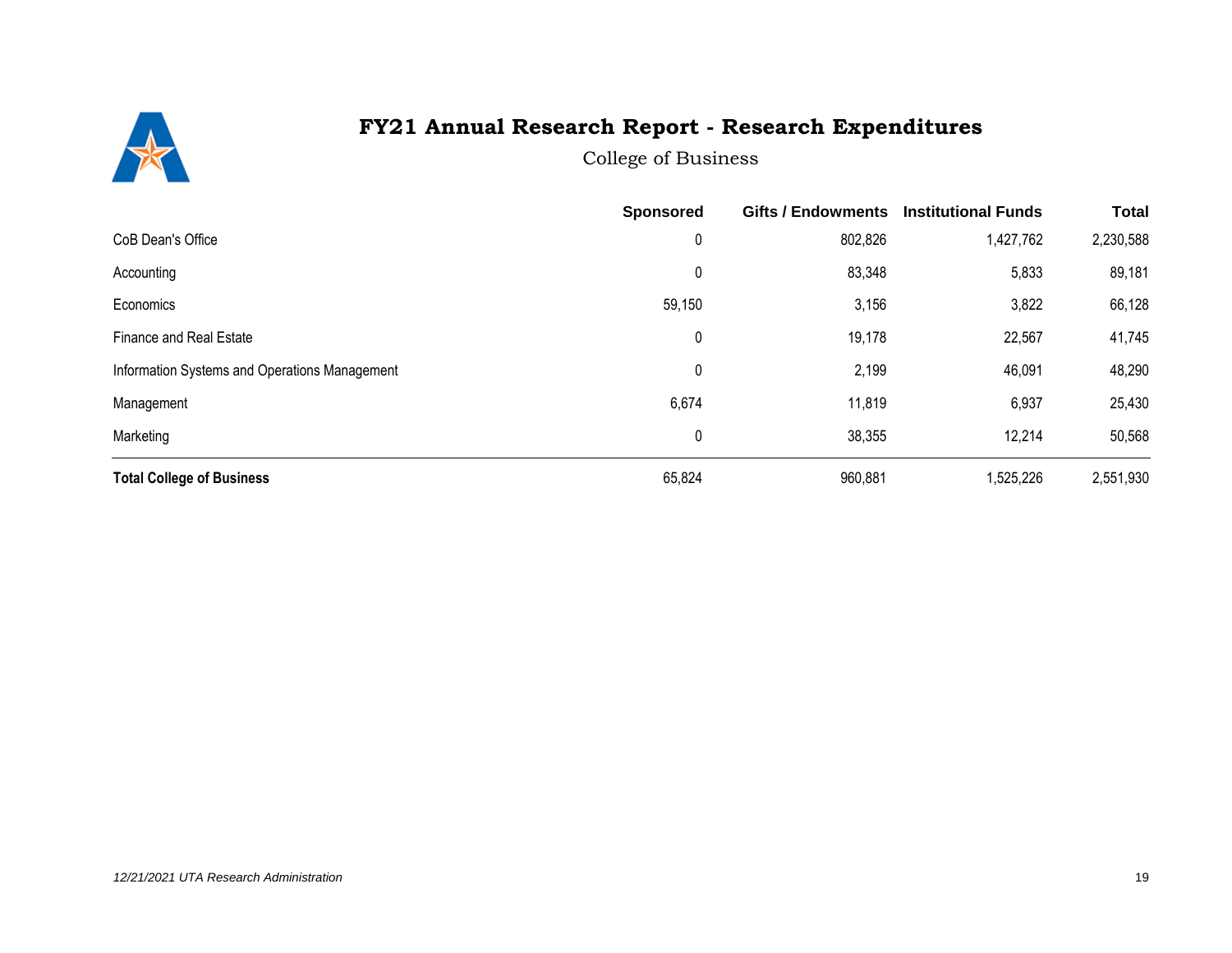# FY21 Annual Research Report - Research Expenditures

College of Business

| | Sponsored | Gifts / Endowments | Institutional Funds | Total |
|---|---|---|---|---|
| CoB Dean's Office | 0 | 802,826 | 1,427,762 | 2,230,588 |
| Accounting | 0 | 83,348 | 5,833 | 89,181 |
| Economics | 59,150 | 3,156 | 3,822 | 66,128 |
| Finance and Real Estate | 0 | 19,178 | 22,567 | 41,745 |
| Information Systems and Operations Management | 0 | 2,199 | 46,091 | 48,290 |
| Management | 6,674 | 11,819 | 6,937 | 25,430 |
| Marketing | 0 | 38,355 | 12,214 | 50,568 |
| **Total College of Business** | 65,824 | 960,881 | 1,525,226 | 2,551,930 |

*12/21/2021 UTA Research Administration*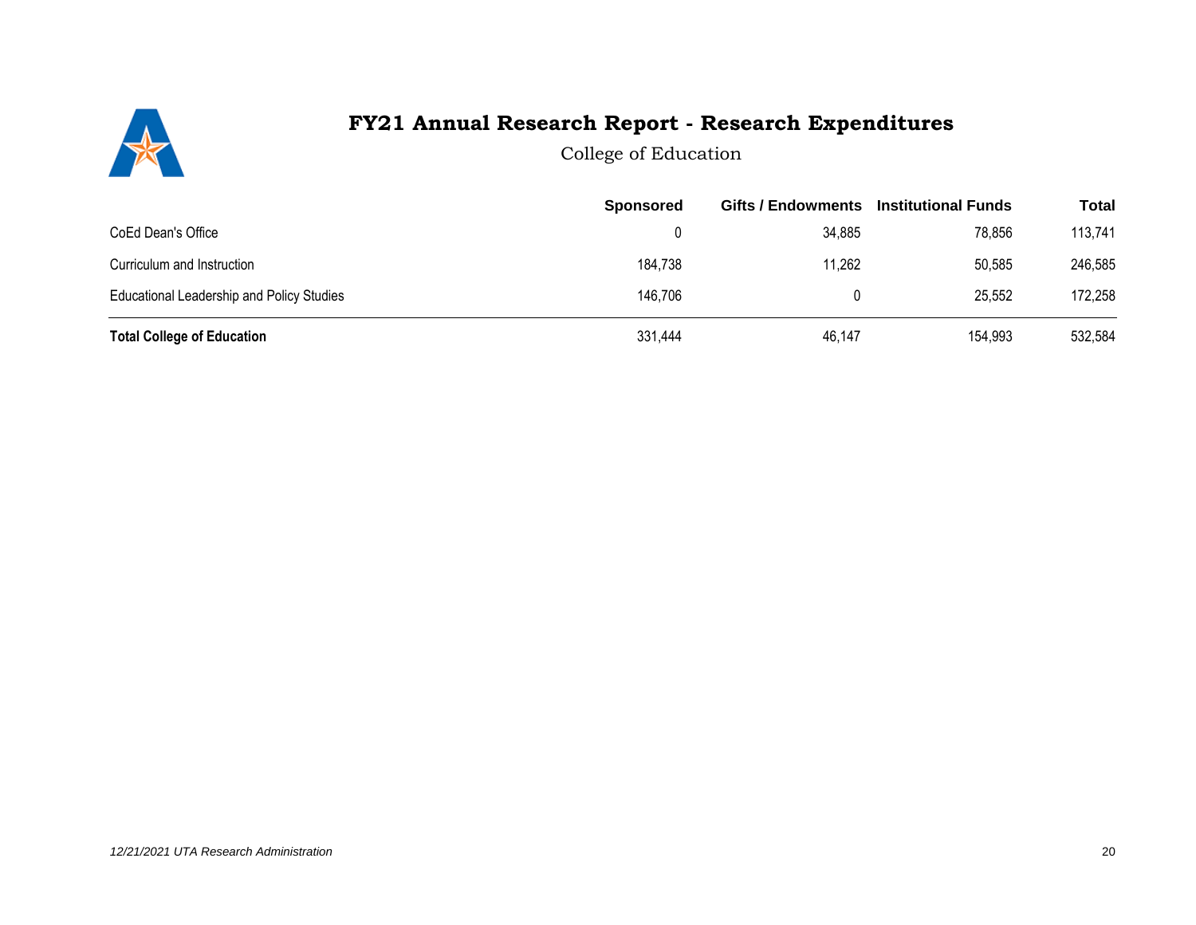# FY21 Annual Research Report - Research Expenditures

College of Education

| | Sponsored | Gifts / Endowments | Institutional Funds | Total |
|---|---|---|---|---|
| CoEd Dean's Office | 0 | 34,885 | 78,856 | 113,741 |
| Curriculum and Instruction | 184,738 | 11,262 | 50,585 | 246,585 |
| Educational Leadership and Policy Studies | 146,706 | 0 | 25,552 | 172,258 |
| **Total College of Education** | 331,444 | 46,147 | 154,993 | 532,584 |

*12/21/2021 UTA Research Administration*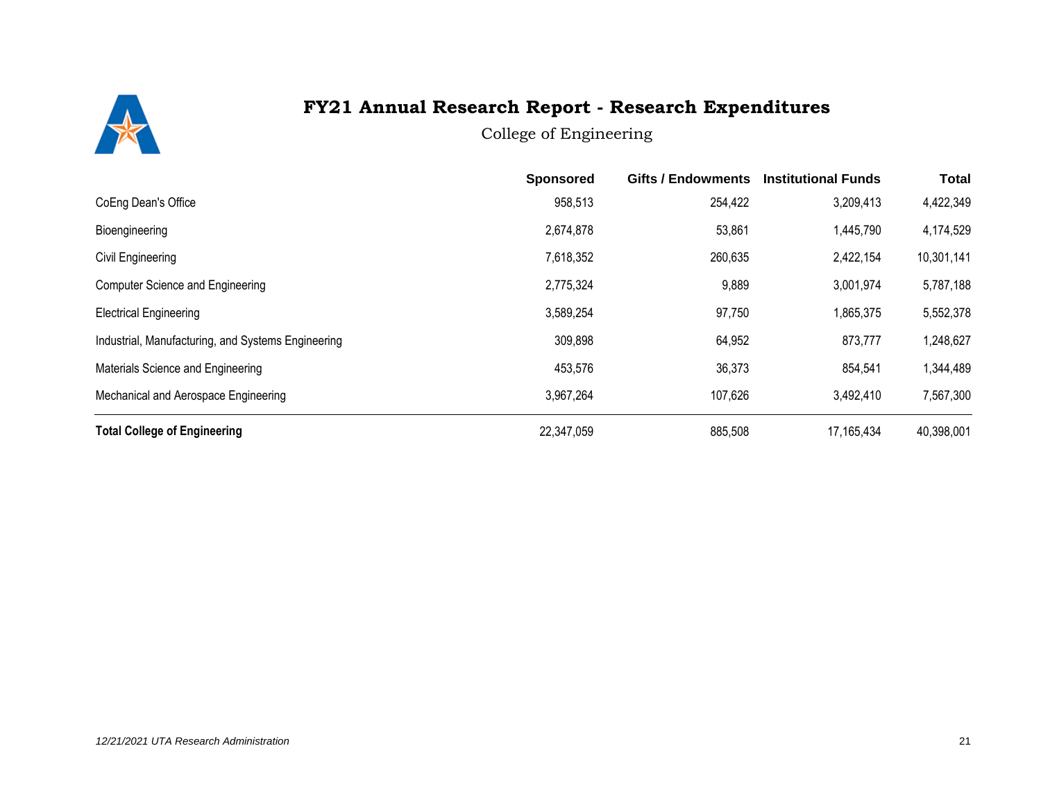# FY21 Annual Research Report - Research Expenditures

College of Engineering

| | Sponsored | Gifts / Endowments | Institutional Funds | Total |
|---|---|---|---|---|
| CoEng Dean's Office | 958,513 | 254,422 | 3,209,413 | 4,422,349 |
| Bioengineering | 2,674,878 | 53,861 | 1,445,790 | 4,174,529 |
| Civil Engineering | 7,618,352 | 260,635 | 2,422,154 | 10,301,141 |
| Computer Science and Engineering | 2,775,324 | 9,889 | 3,001,974 | 5,787,188 |
| Electrical Engineering | 3,589,254 | 97,750 | 1,865,375 | 5,552,378 |
| Industrial, Manufacturing, and Systems Engineering | 309,898 | 64,952 | 873,777 | 1,248,627 |
| Materials Science and Engineering | 453,576 | 36,373 | 854,541 | 1,344,489 |
| Mechanical and Aerospace Engineering | 3,967,264 | 107,626 | 3,492,410 | 7,567,300 |
| **Total College of Engineering** | 22,347,059 | 885,508 | 17,165,434 | 40,398,001 |

*12/21/2021 UTA Research Administration*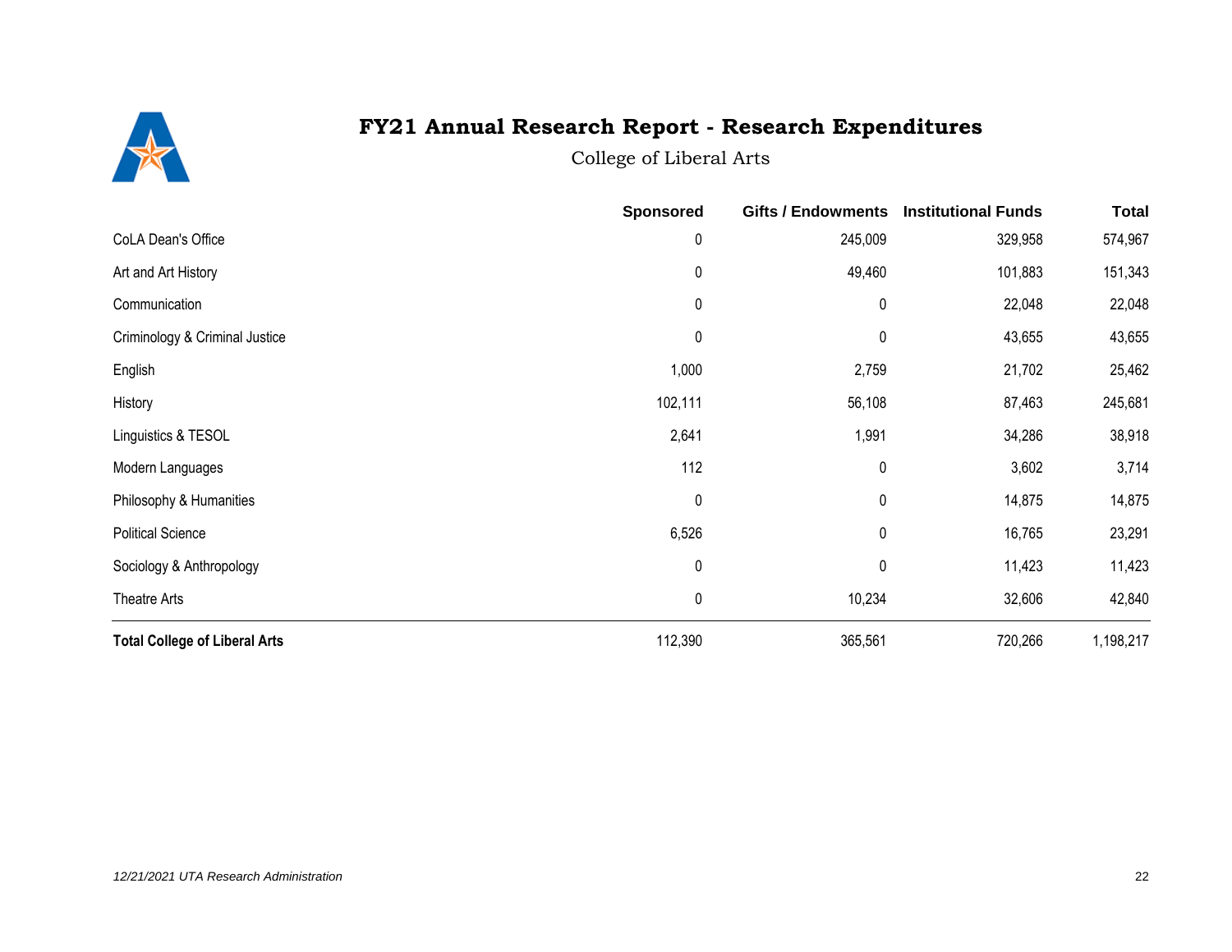# FY21 Annual Research Report - Research Expenditures

## College of Liberal Arts

| | Sponsored | Gifts / Endowments | Institutional Funds | Total |
|---|---|---|---|---|
| CoLA Dean's Office | 0 | 245,009 | 329,958 | 574,967 |
| Art and Art History | 0 | 49,460 | 101,883 | 151,343 |
| Communication | 0 | 0 | 22,048 | 22,048 |
| Criminology & Criminal Justice | 0 | 0 | 43,655 | 43,655 |
| English | 1,000 | 2,759 | 21,702 | 25,462 |
| History | 102,111 | 56,108 | 87,463 | 245,681 |
| Linguistics & TESOL | 2,641 | 1,991 | 34,286 | 38,918 |
| Modern Languages | 112 | 0 | 3,602 | 3,714 |
| Philosophy & Humanities | 0 | 0 | 14,875 | 14,875 |
| Political Science | 6,526 | 0 | 16,765 | 23,291 |
| Sociology & Anthropology | 0 | 0 | 11,423 | 11,423 |
| Theatre Arts | 0 | 10,234 | 32,606 | 42,840 |
| **Total College of Liberal Arts** | 112,390 | 365,561 | 720,266 | 1,198,217 |

*12/21/2021 UTA Research Administration*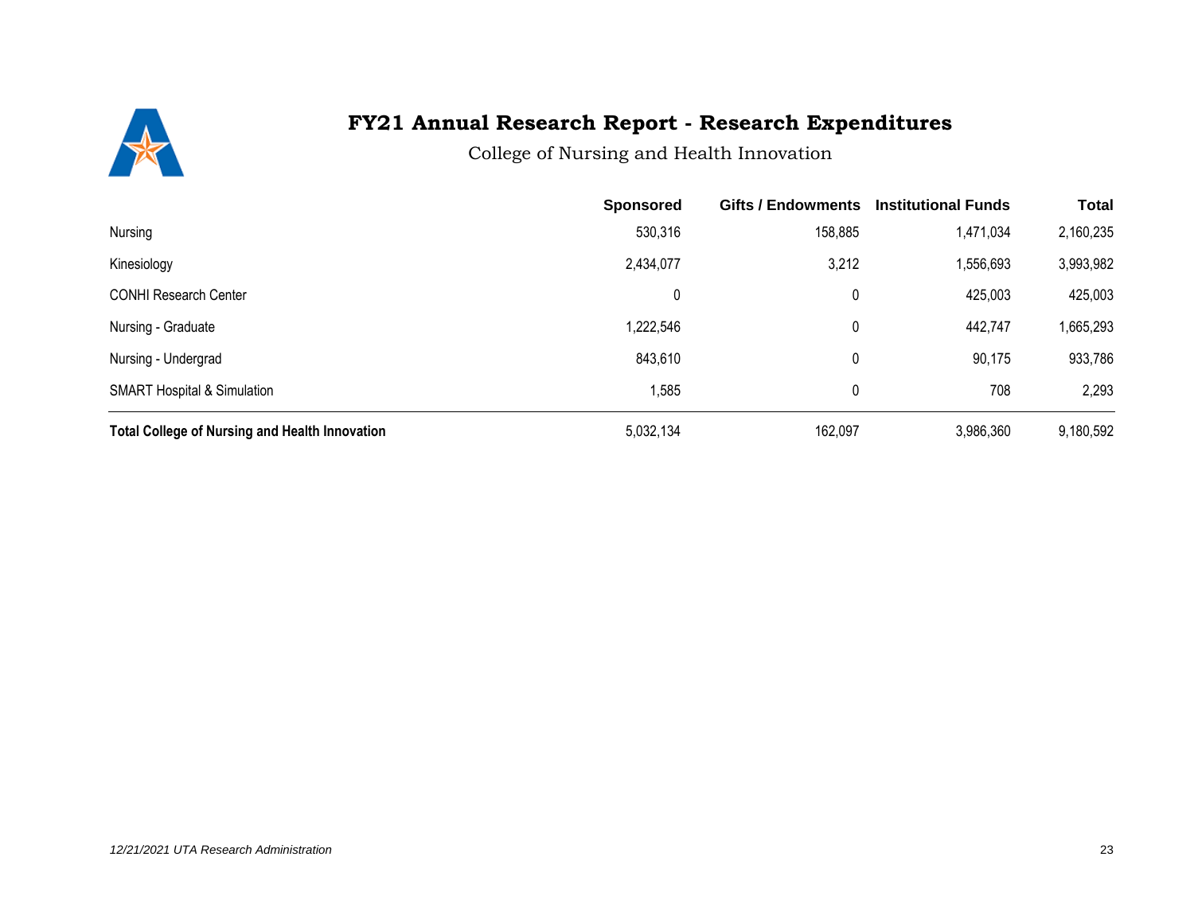# FY21 Annual Research Report - Research Expenditures

## College of Nursing and Health Innovation

| | Sponsored | Gifts / Endowments | Institutional Funds | Total |
|---|---|---|---|---|
| Nursing | 530,316 | 158,885 | 1,471,034 | 2,160,235 |
| Kinesiology | 2,434,077 | 3,212 | 1,556,693 | 3,993,982 |
| CONHI Research Center | 0 | 0 | 425,003 | 425,003 |
| Nursing - Graduate | 1,222,546 | 0 | 442,747 | 1,665,293 |
| Nursing - Undergrad | 843,610 | 0 | 90,175 | 933,786 |
| SMART Hospital & Simulation | 1,585 | 0 | 708 | 2,293 |
| **Total College of Nursing and Health Innovation** | 5,032,134 | 162,097 | 3,986,360 | 9,180,592 |

*12/21/2021 UTA Research Administration*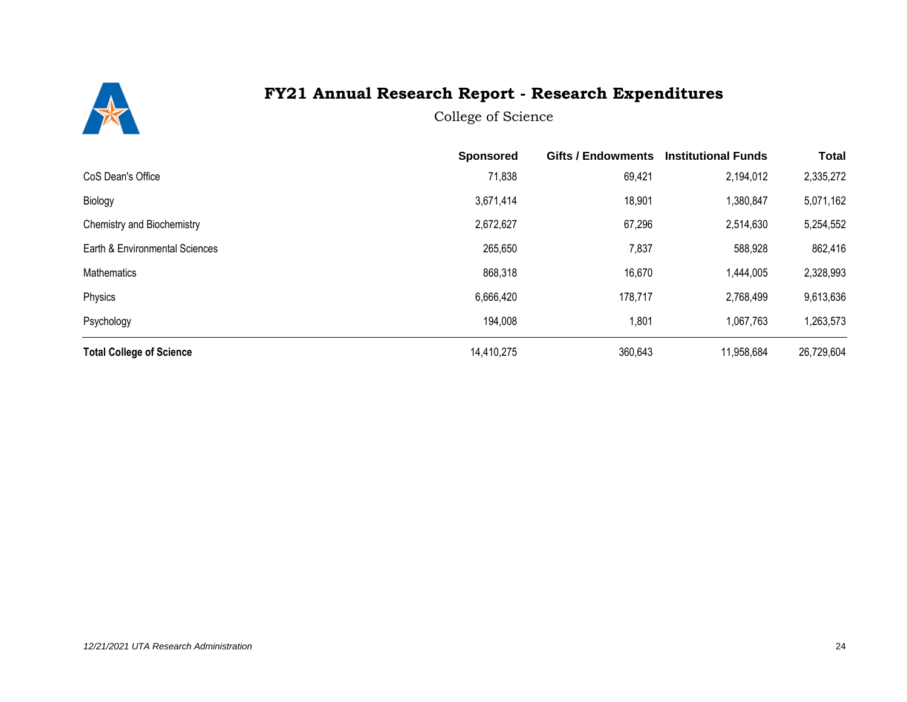# FY21 Annual Research Report - Research Expenditures

## College of Science

| | Sponsored | Gifts / Endowments | Institutional Funds | Total |
|---|---|---|---|---|
| CoS Dean's Office | 71,838 | 69,421 | 2,194,012 | 2,335,272 |
| Biology | 3,671,414 | 18,901 | 1,380,847 | 5,071,162 |
| Chemistry and Biochemistry | 2,672,627 | 67,296 | 2,514,630 | 5,254,552 |
| Earth & Environmental Sciences | 265,650 | 7,837 | 588,928 | 862,416 |
| Mathematics | 868,318 | 16,670 | 1,444,005 | 2,328,993 |
| Physics | 6,666,420 | 178,717 | 2,768,499 | 9,613,636 |
| Psychology | 194,008 | 1,801 | 1,067,763 | 1,263,573 |
| **Total College of Science** | 14,410,275 | 360,643 | 11,958,684 | 26,729,604 |

*12/21/2021 UTA Research Administration*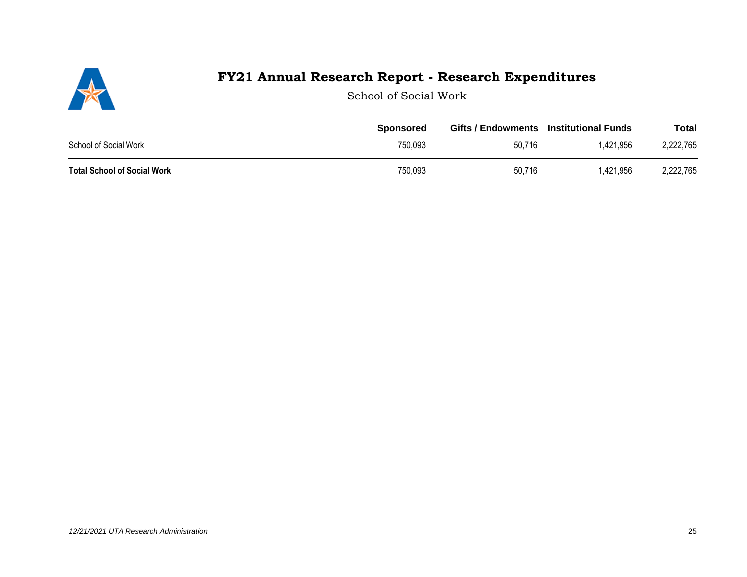# FY21 Annual Research Report - Research Expenditures

## School of Social Work

| | Sponsored | Gifts / Endowments | Institutional Funds | Total |
|---|---|---|---|---|
| School of Social Work | 750,093 | 50,716 | 1,421,956 | 2,222,765 |
| **Total School of Social Work** | 750,093 | 50,716 | 1,421,956 | 2,222,765 |

*12/21/2021 UTA Research Administration*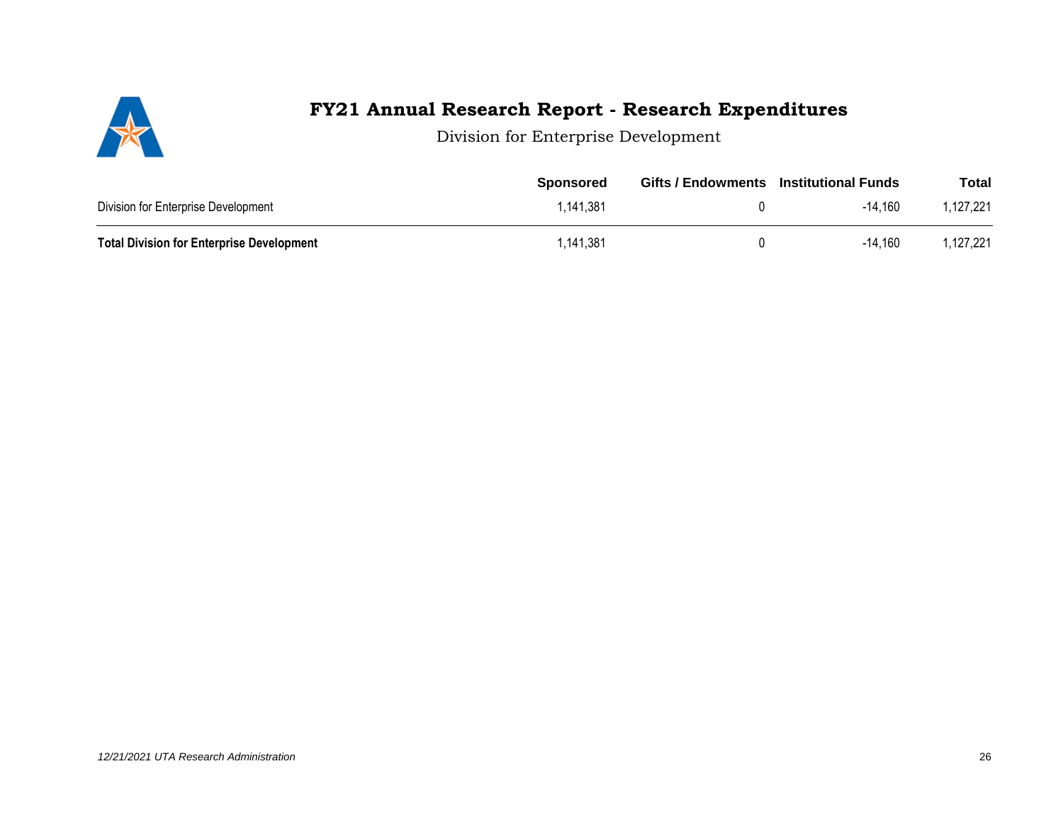# FY21 Annual Research Report - Research Expenditures

Division for Enterprise Development

| | Sponsored | Gifts / Endowments | Institutional Funds | Total |
|---|---|---|---|---|
| Division for Enterprise Development | 1,141,381 | 0 | -14,160 | 1,127,221 |
| **Total Division for Enterprise Development** | 1,141,381 | 0 | -14,160 | 1,127,221 |

*12/21/2021 UTA Research Administration*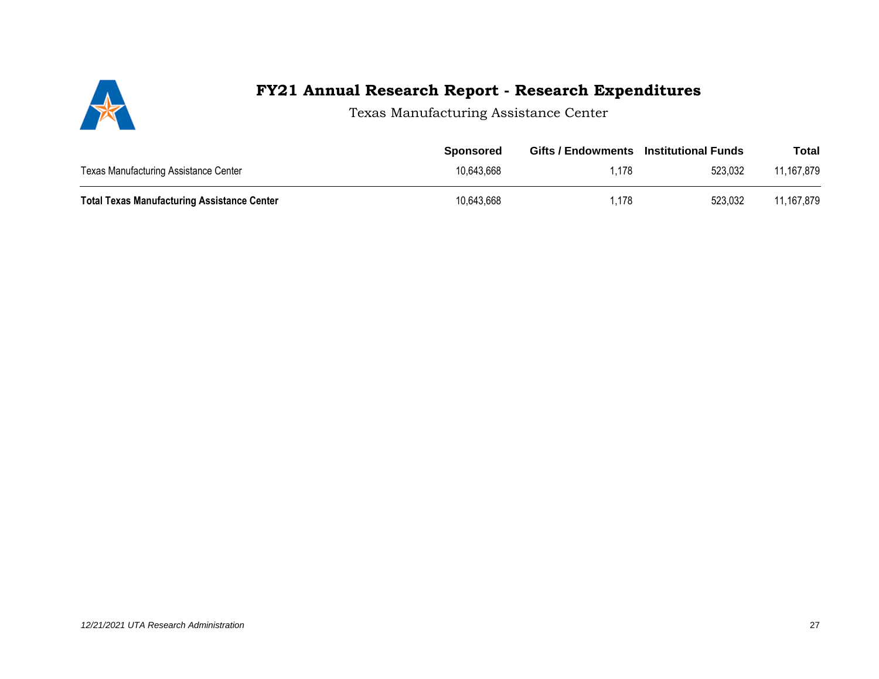# FY21 Annual Research Report - Research Expenditures

Texas Manufacturing Assistance Center

| | Sponsored | Gifts / Endowments | Institutional Funds | Total |
|---|---|---|---|---|
| Texas Manufacturing Assistance Center | 10,643,668 | 1,178 | 523,032 | 11,167,879 |
| **Total Texas Manufacturing Assistance Center** | 10,643,668 | 1,178 | 523,032 | 11,167,879 |

*12/21/2021 UTA Research Administration*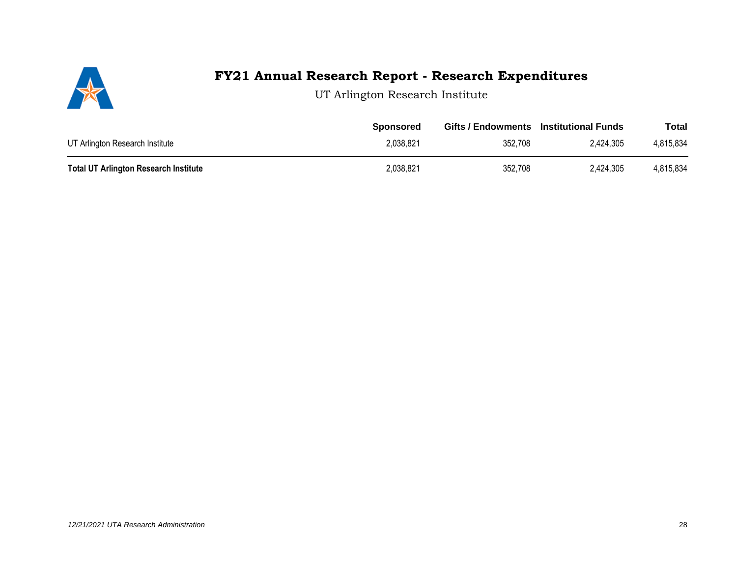# FY21 Annual Research Report - Research Expenditures

UT Arlington Research Institute

| | Sponsored | Gifts / Endowments | Institutional Funds | Total |
|---|---|---|---|---|
| UT Arlington Research Institute | 2,038,821 | 352,708 | 2,424,305 | 4,815,834 |
| **Total UT Arlington Research Institute** | 2,038,821 | 352,708 | 2,424,305 | 4,815,834 |

*12/21/2021 UTA Research Administration*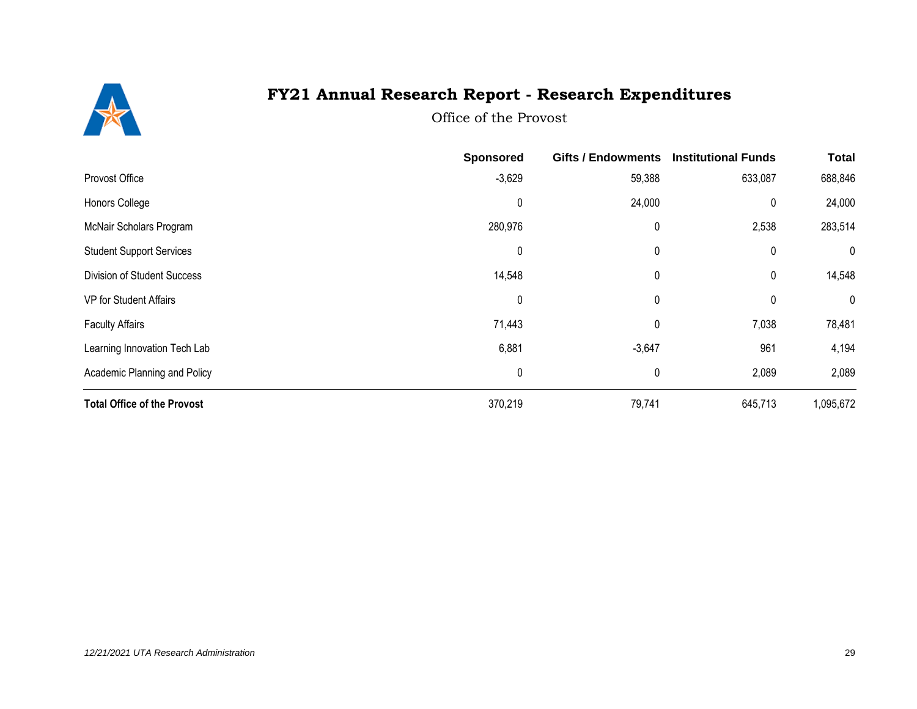# FY21 Annual Research Report - Research Expenditures

Office of the Provost

| | Sponsored | Gifts / Endowments | Institutional Funds | Total |
|---|---|---|---|---|
| Provost Office | -3,629 | 59,388 | 633,087 | 688,846 |
| Honors College | 0 | 24,000 | 0 | 24,000 |
| McNair Scholars Program | 280,976 | 0 | 2,538 | 283,514 |
| Student Support Services | 0 | 0 | 0 | 0 |
| Division of Student Success | 14,548 | 0 | 0 | 14,548 |
| VP for Student Affairs | 0 | 0 | 0 | 0 |
| Faculty Affairs | 71,443 | 0 | 7,038 | 78,481 |
| Learning Innovation Tech Lab | 6,881 | -3,647 | 961 | 4,194 |
| Academic Planning and Policy | 0 | 0 | 2,089 | 2,089 |
| **Total Office of the Provost** | 370,219 | 79,741 | 645,713 | 1,095,672 |

*12/21/2021 UTA Research Administration*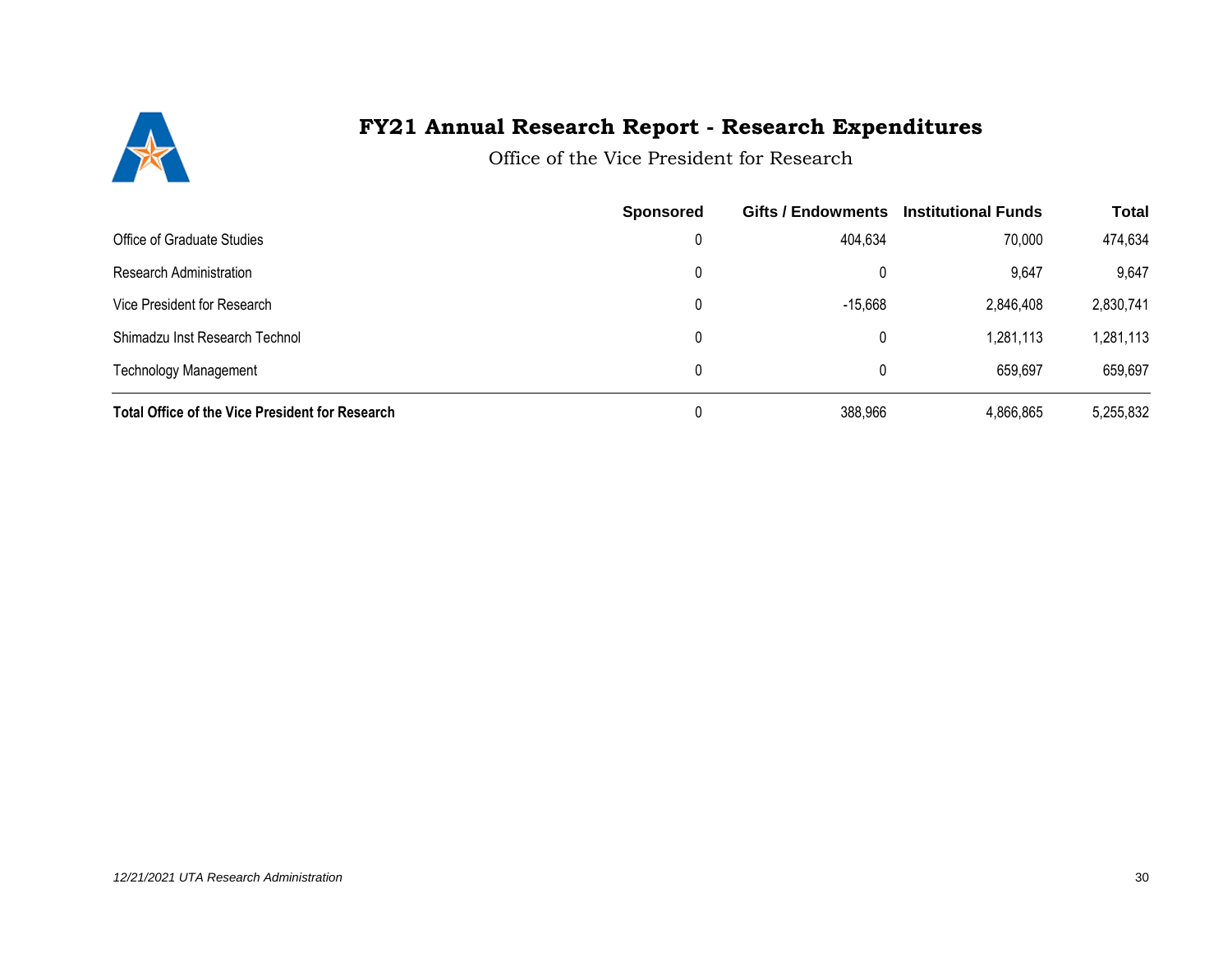# FY21 Annual Research Report - Research Expenditures

Office of the Vice President for Research

| | Sponsored | Gifts / Endowments | Institutional Funds | Total |
|---|---|---|---|---|
| Office of Graduate Studies | 0 | 404,634 | 70,000 | 474,634 |
| Research Administration | 0 | 0 | 9,647 | 9,647 |
| Vice President for Research | 0 | -15,668 | 2,846,408 | 2,830,741 |
| Shimadzu Inst Research Technol | 0 | 0 | 1,281,113 | 1,281,113 |
| Technology Management | 0 | 0 | 659,697 | 659,697 |
| **Total Office of the Vice President for Research** | 0 | 388,966 | 4,866,865 | 5,255,832 |

*12/21/2021 UTA Research Administration*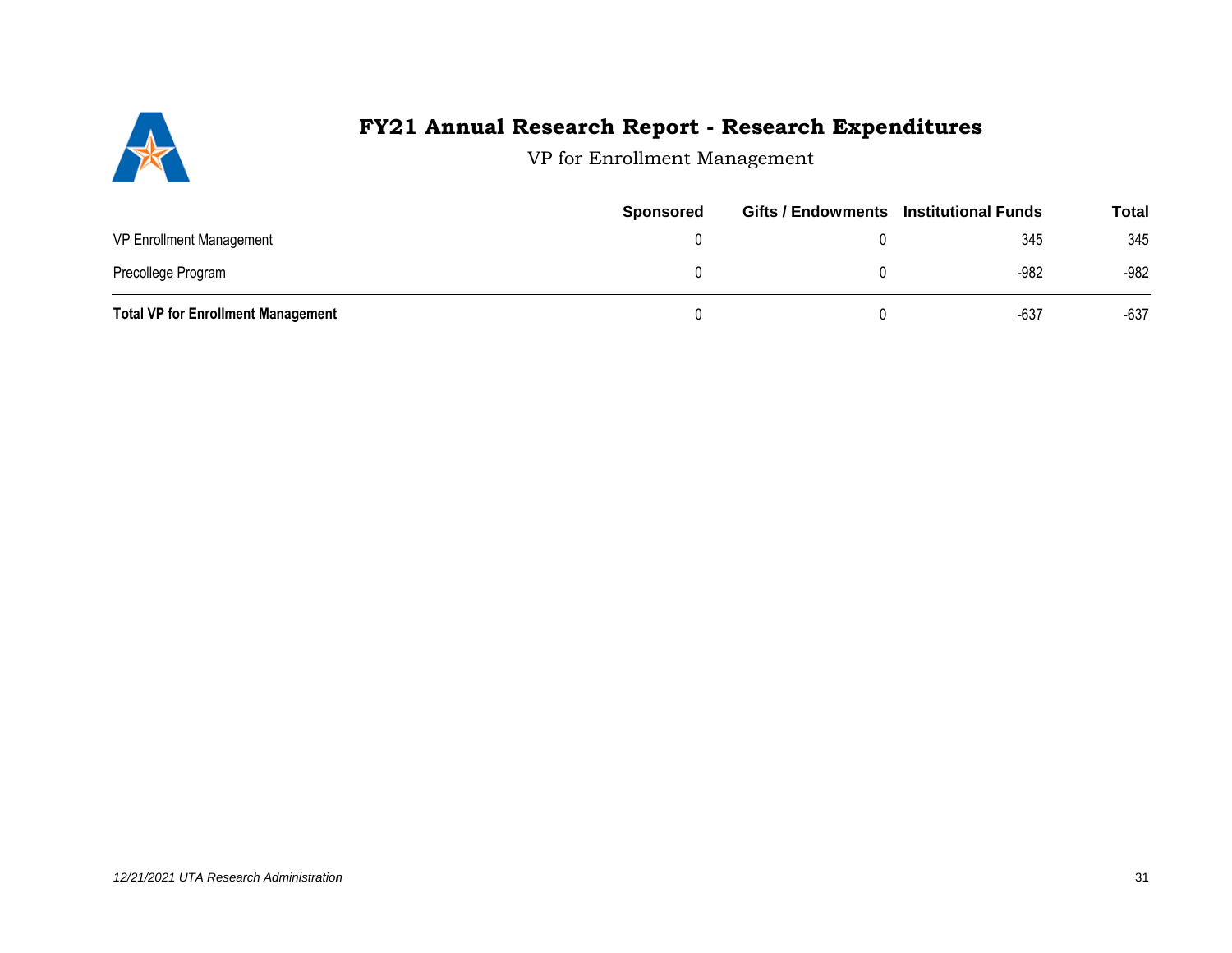# FY21 Annual Research Report - Research Expenditures

## VP for Enrollment Management

| | Sponsored | Gifts / Endowments | Institutional Funds | Total |
|---|---|---|---|---|
| VP Enrollment Management | 0 | 0 | 345 | 345 |
| Precollege Program | 0 | 0 | -982 | -982 |
| **Total VP for Enrollment Management** | 0 | 0 | -637 | -637 |

*12/21/2021 UTA Research Administration*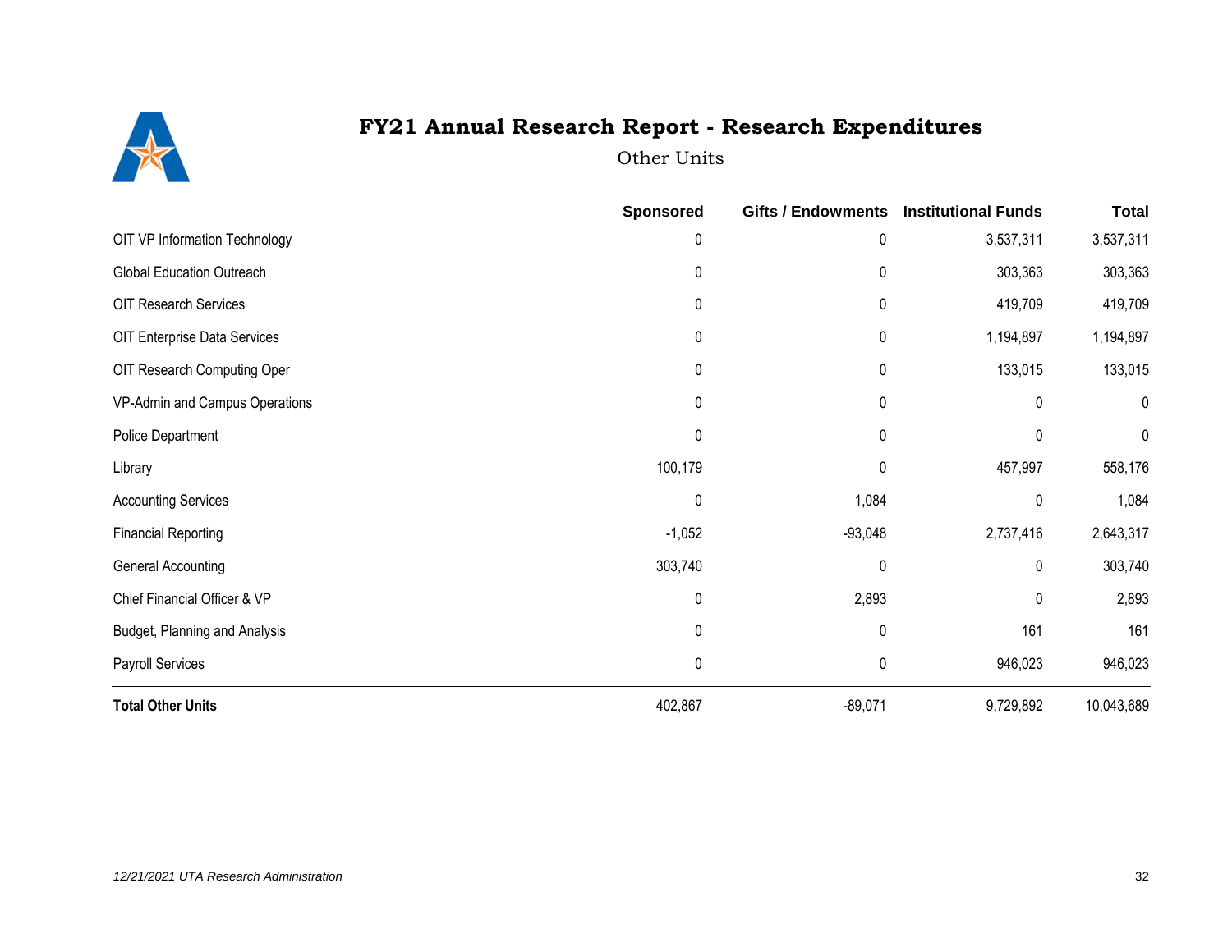# FY21 Annual Research Report - Research Expenditures

## Other Units

| | Sponsored | Gifts / Endowments | Institutional Funds | Total |
|---|---|---|---|---|
| OIT VP Information Technology | 0 | 0 | 3,537,311 | 3,537,311 |
| Global Education Outreach | 0 | 0 | 303,363 | 303,363 |
| OIT Research Services | 0 | 0 | 419,709 | 419,709 |
| OIT Enterprise Data Services | 0 | 0 | 1,194,897 | 1,194,897 |
| OIT Research Computing Oper | 0 | 0 | 133,015 | 133,015 |
| VP-Admin and Campus Operations | 0 | 0 | 0 | 0 |
| Police Department | 0 | 0 | 0 | 0 |
| Library | 100,179 | 0 | 457,997 | 558,176 |
| Accounting Services | 0 | 1,084 | 0 | 1,084 |
| Financial Reporting | -1,052 | -93,048 | 2,737,416 | 2,643,317 |
| General Accounting | 303,740 | 0 | 0 | 303,740 |
| Chief Financial Officer & VP | 0 | 2,893 | 0 | 2,893 |
| Budget, Planning and Analysis | 0 | 0 | 161 | 161 |
| Payroll Services | 0 | 0 | 946,023 | 946,023 |
| **Total Other Units** | 402,867 | -89,071 | 9,729,892 | 10,043,689 |

*12/21/2021 UTA Research Administration*